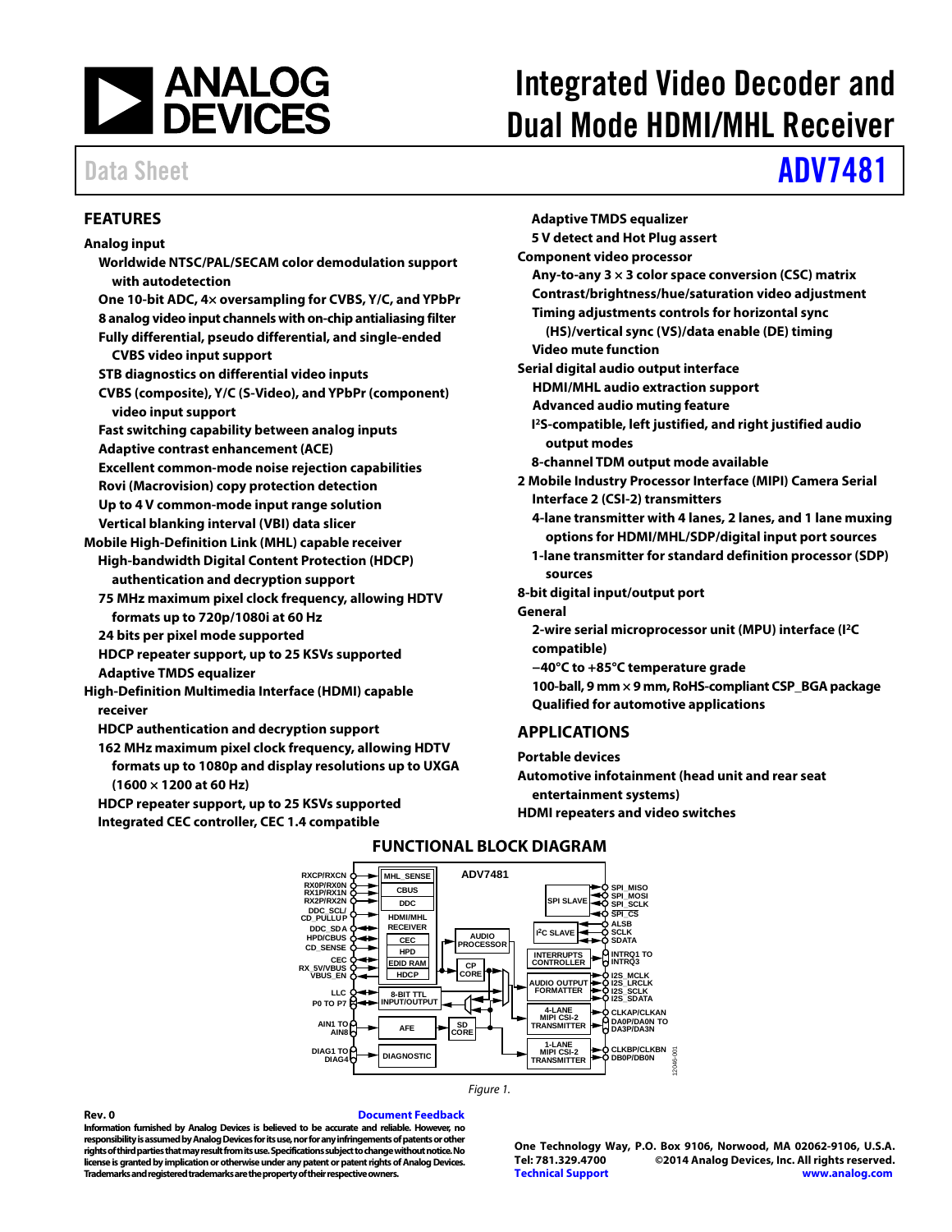# Integrated Video Decoder and Dual Mode HDMI/MHL Receiver

Data Sheet

**ADV7481**

## FEATURES

**Analog input**

- **Worldwide NTSC/PAL/SECAM color demodulation support with autodetection**
- **One 10-bit ADC, 4× oversampling for CVBS, Y/C, and YPbPr**
- **8 analog video input channels with on-chip antialiasing filter**
- **Fully differential, pseudo differential, and single-ended CVBS video input support**
- **STB diagnostics on differential video inputs**
- **CVBS (composite), Y/C (S-Video), and YPbPr (component) video input support**
- **Fast switching capability between analog inputs**
- **Adaptive contrast enhancement (ACE)**
- **Excellent common-mode noise rejection capabilities**
- **Rovi (Macrovision) copy protection detection**
- **Up to 4 V common-mode input range solution**
- **Vertical blanking interval (VBI) data slicer**

**Mobile High-Definition Link (MHL) capable receiver**

- **High-bandwidth Digital Content Protection (HDCP) authentication and decryption support**
- **75 MHz maximum pixel clock frequency, allowing HDTV formats up to 720p/1080i at 60 Hz**
- **24 bits per pixel mode supported**
- **HDCP repeater support, up to 25 KSVs supported**
- **Adaptive TMDS equalizer**

**High-Definition Multimedia Interface (HDMI) capable receiver**

- **HDCP authentication and decryption support**
- **162 MHz maximum pixel clock frequency, allowing HDTV formats up to 1080p and display resolutions up to UXGA (1600 × 1200 at 60 Hz)**
- **HDCP repeater support, up to 25 KSVs supported**
- **Integrated CEC controller, CEC 1.4 compatible**
- **Adaptive TMDS equalizer**
- **5 V detect and Hot Plug assert**

**Component video processor**

- **Any-to-any 3 × 3 color space conversion (CSC) matrix**
- **Contrast/brightness/hue/saturation video adjustment**
- **Timing adjustments controls for horizontal sync (HS)/vertical sync (VS)/data enable (DE) timing**
- **Video mute function**

**Serial digital audio output interface**

- **HDMI/MHL audio extraction support**
- **Advanced audio muting feature**
- **I²S-compatible, left justified, and right justified audio output modes**
- **8-channel TDM output mode available**

**2 Mobile Industry Processor Interface (MIPI) Camera Serial Interface 2 (CSI-2) transmitters**

- **4-lane transmitter with 4 lanes, 2 lanes, and 1 lane muxing options for HDMI/MHL/SDP/digital input port sources**
- **1-lane transmitter for standard definition processor (SDP) sources**

**8-bit digital input/output port**

**General**

- **2-wire serial microprocessor unit (MPU) interface (I²C compatible)**
- **−40°C to +85°C temperature grade**
- **100-ball, 9 mm × 9 mm, RoHS-compliant CSP_BGA package**
- **Qualified for automotive applications**

## APPLICATIONS

**Portable devices**

**Automotive infotainment (head unit and rear seat entertainment systems)**

**HDMI repeaters and video switches**

## FUNCTIONAL BLOCK DIAGRAM

*Figure 1.*

**Rev. 0** — Document Feedback

Information furnished by Analog Devices is believed to be accurate and reliable. However, no responsibility is assumed by Analog Devices for its use, nor for any infringements of patents or other rights of third parties that may result from its use. Specifications subject to change without notice. No license is granted by implication or otherwise under any patent or patent rights of Analog Devices. Trademarks and registered trademarks are the property of their respective owners.

One Technology Way, P.O. Box 9106, Norwood, MA 02062-9106, U.S.A.
Tel: 781.329.4700 ©2014 Analog Devices, Inc. All rights reserved.
Technical Support www.analog.com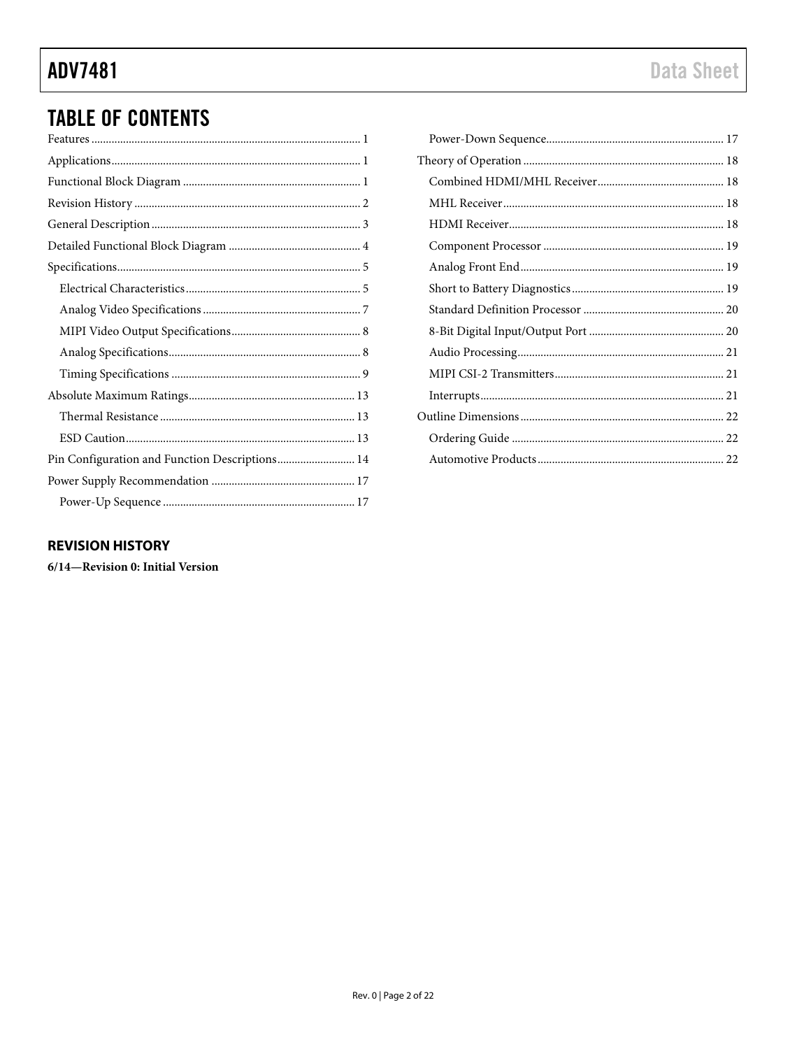## TABLE OF CONTENTS

- Features ... 1
- Applications ... 1
- Functional Block Diagram ... 1
- Revision History ... 2
- General Description ... 3
- Detailed Functional Block Diagram ... 4
- Specifications ... 5
  - Electrical Characteristics ... 5
  - Analog Video Specifications ... 7
  - MIPI Video Output Specifications ... 8
  - Analog Specifications ... 8
  - Timing Specifications ... 9
- Absolute Maximum Ratings ... 13
  - Thermal Resistance ... 13
  - ESD Caution ... 13
- Pin Configuration and Function Descriptions ... 14
- Power Supply Recommendation ... 17
  - Power-Up Sequence ... 17
  - Power-Down Sequence ... 17
- Theory of Operation ... 18
  - Combined HDMI/MHL Receiver ... 18
  - MHL Receiver ... 18
  - HDMI Receiver ... 18
  - Component Processor ... 19
  - Analog Front End ... 19
  - Short to Battery Diagnostics ... 19
  - Standard Definition Processor ... 20
  - 8-Bit Digital Input/Output Port ... 20
  - Audio Processing ... 21
  - MIPI CSI-2 Transmitters ... 21
  - Interrupts ... 21
- Outline Dimensions ... 22
  - Ordering Guide ... 22
  - Automotive Products ... 22

## REVISION HISTORY

**6/14—Revision 0: Initial Version**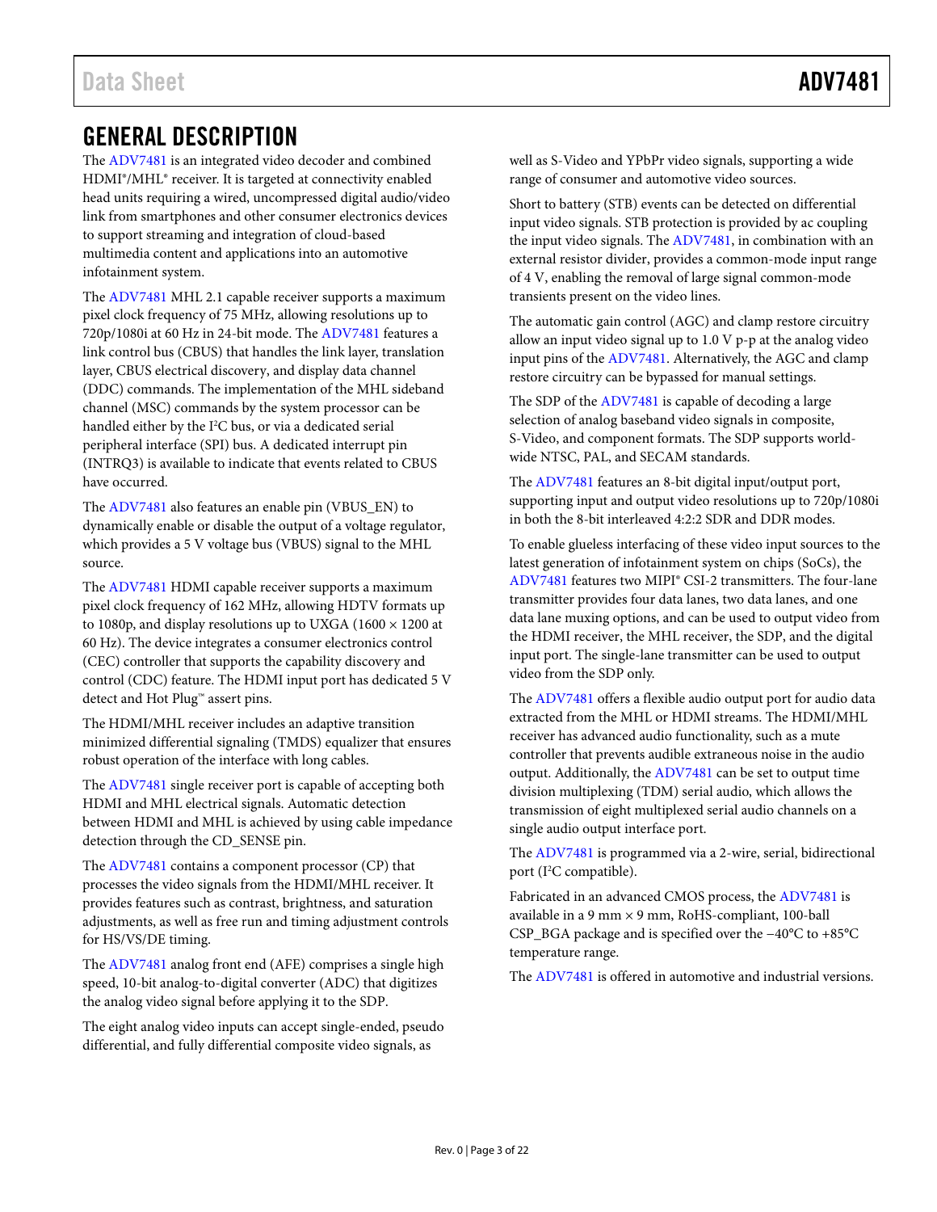# GENERAL DESCRIPTION

The ADV7481 is an integrated video decoder and combined HDMI®/MHL® receiver. It is targeted at connectivity enabled head units requiring a wired, uncompressed digital audio/video link from smartphones and other consumer electronics devices to support streaming and integration of cloud-based multimedia content and applications into an automotive infotainment system.

The ADV7481 MHL 2.1 capable receiver supports a maximum pixel clock frequency of 75 MHz, allowing resolutions up to 720p/1080i at 60 Hz in 24-bit mode. The ADV7481 features a link control bus (CBUS) that handles the link layer, translation layer, CBUS electrical discovery, and display data channel (DDC) commands. The implementation of the MHL sideband channel (MSC) commands by the system processor can be handled either by the I²C bus, or via a dedicated serial peripheral interface (SPI) bus. A dedicated interrupt pin (INTRQ3) is available to indicate that events related to CBUS have occurred.

The ADV7481 also features an enable pin (VBUS_EN) to dynamically enable or disable the output of a voltage regulator, which provides a 5 V voltage bus (VBUS) signal to the MHL source.

The ADV7481 HDMI capable receiver supports a maximum pixel clock frequency of 162 MHz, allowing HDTV formats up to 1080p, and display resolutions up to UXGA (1600 × 1200 at 60 Hz). The device integrates a consumer electronics control (CEC) controller that supports the capability discovery and control (CDC) feature. The HDMI input port has dedicated 5 V detect and Hot Plug™ assert pins.

The HDMI/MHL receiver includes an adaptive transition minimized differential signaling (TMDS) equalizer that ensures robust operation of the interface with long cables.

The ADV7481 single receiver port is capable of accepting both HDMI and MHL electrical signals. Automatic detection between HDMI and MHL is achieved by using cable impedance detection through the CD_SENSE pin.

The ADV7481 contains a component processor (CP) that processes the video signals from the HDMI/MHL receiver. It provides features such as contrast, brightness, and saturation adjustments, as well as free run and timing adjustment controls for HS/VS/DE timing.

The ADV7481 analog front end (AFE) comprises a single high speed, 10-bit analog-to-digital converter (ADC) that digitizes the analog video signal before applying it to the SDP.

The eight analog video inputs can accept single-ended, pseudo differential, and fully differential composite video signals, as well as S-Video and YPbPr video signals, supporting a wide range of consumer and automotive video sources.

Short to battery (STB) events can be detected on differential input video signals. STB protection is provided by ac coupling the input video signals. The ADV7481, in combination with an external resistor divider, provides a common-mode input range of 4 V, enabling the removal of large signal common-mode transients present on the video lines.

The automatic gain control (AGC) and clamp restore circuitry allow an input video signal up to 1.0 V p-p at the analog video input pins of the ADV7481. Alternatively, the AGC and clamp restore circuitry can be bypassed for manual settings.

The SDP of the ADV7481 is capable of decoding a large selection of analog baseband video signals in composite, S-Video, and component formats. The SDP supports worldwide NTSC, PAL, and SECAM standards.

The ADV7481 features an 8-bit digital input/output port, supporting input and output video resolutions up to 720p/1080i in both the 8-bit interleaved 4:2:2 SDR and DDR modes.

To enable glueless interfacing of these video input sources to the latest generation of infotainment system on chips (SoCs), the ADV7481 features two MIPI® CSI-2 transmitters. The four-lane transmitter provides four data lanes, two data lanes, and one data lane muxing options, and can be used to output video from the HDMI receiver, the MHL receiver, the SDP, and the digital input port. The single-lane transmitter can be used to output video from the SDP only.

The ADV7481 offers a flexible audio output port for audio data extracted from the MHL or HDMI streams. The HDMI/MHL receiver has advanced audio functionality, such as a mute controller that prevents audible extraneous noise in the audio output. Additionally, the ADV7481 can be set to output time division multiplexing (TDM) serial audio, which allows the transmission of eight multiplexed serial audio channels on a single audio output interface port.

The ADV7481 is programmed via a 2-wire, serial, bidirectional port (I²C compatible).

Fabricated in an advanced CMOS process, the ADV7481 is available in a 9 mm × 9 mm, RoHS-compliant, 100-ball CSP_BGA package and is specified over the −40°C to +85°C temperature range.

The ADV7481 is offered in automotive and industrial versions.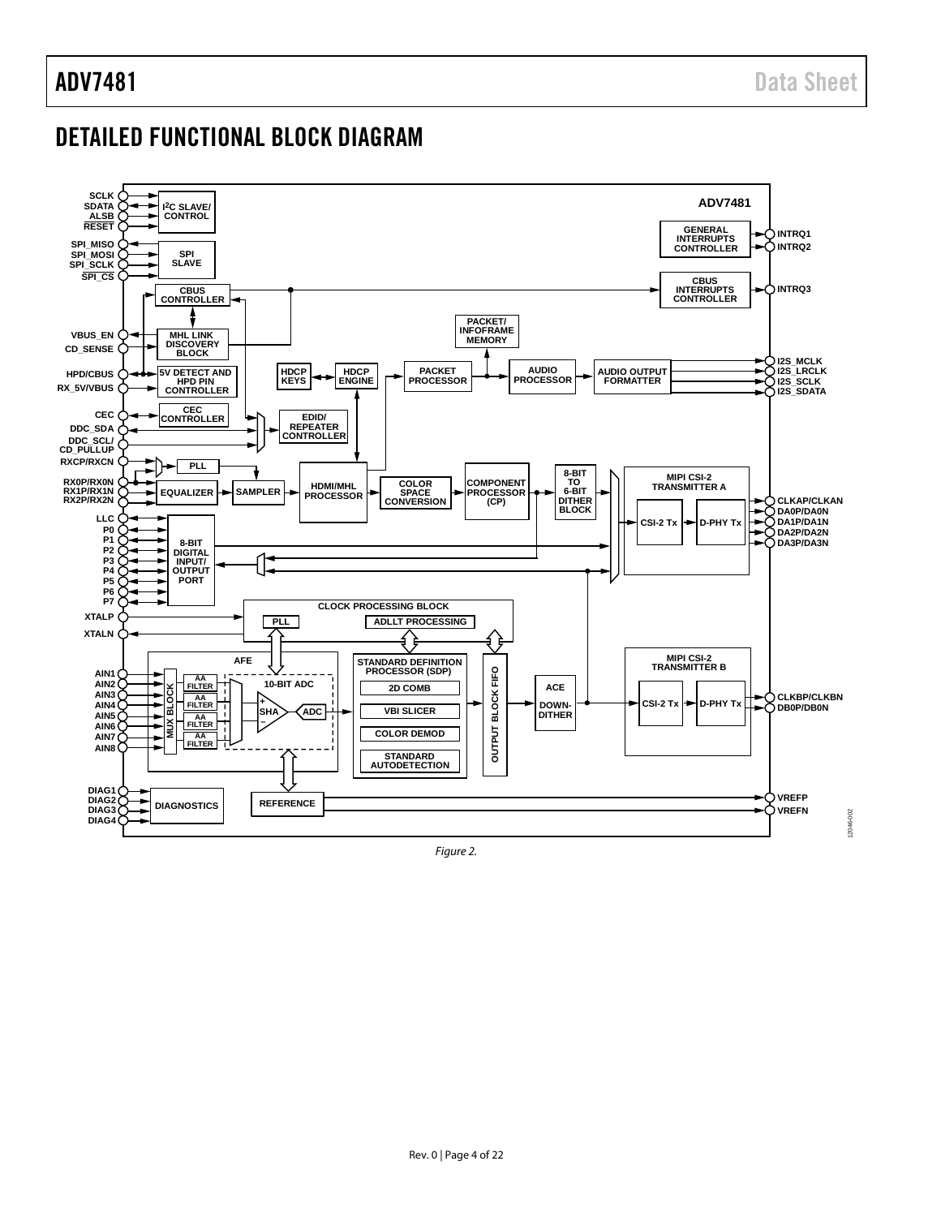## DETAILED FUNCTIONAL BLOCK DIAGRAM

Figure 2.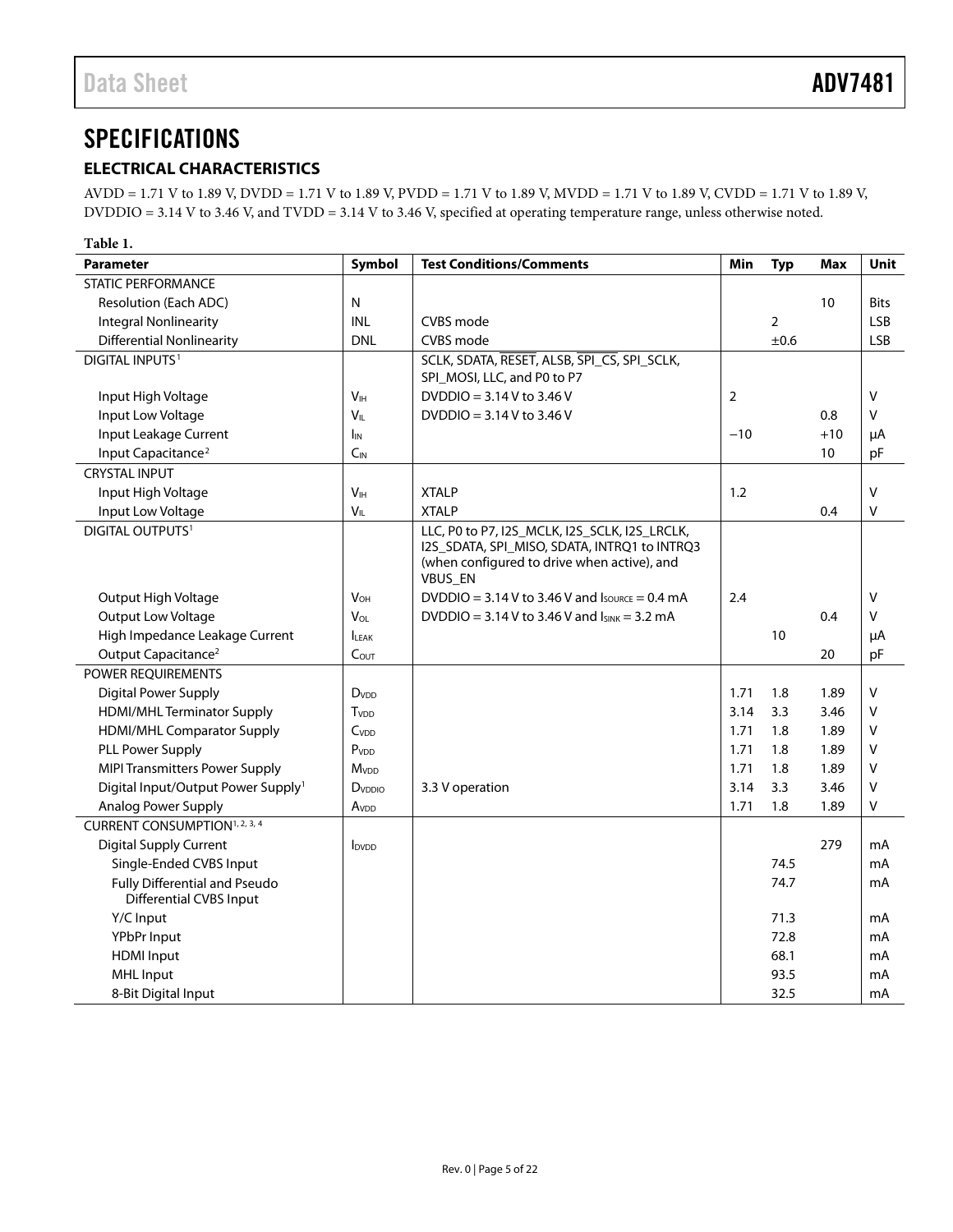// SPECIFICATIONS

### ELECTRICAL CHARACTERISTICS

AVDD = 1.71 V to 1.89 V, DVDD = 1.71 V to 1.89 V, PVDD = 1.71 V to 1.89 V, MVDD = 1.71 V to 1.89 V, CVDD = 1.71 V to 1.89 V, DVDDIO = 3.14 V to 3.46 V, and TVDD = 3.14 V to 3.46 V, specified at operating temperature range, unless otherwise noted.

**Table 1.**

| Parameter | Symbol | Test Conditions/Comments | Min | Typ | Max | Unit |
|---|---|---|---|---|---|---|
| STATIC PERFORMANCE | | | | | | |
| Resolution (Each ADC) | N | | | | 10 | Bits |
| Integral Nonlinearity | INL | CVBS mode | | 2 | | LSB |
| Differential Nonlinearity | DNL | CVBS mode | | ±0.6 | | LSB |
| DIGITAL INPUTS[1] | | SCLK, SDATA, $\overline{\text{RESET}}$, ALSB, $\overline{\text{SPI\_CS}}$, SPI_SCLK, SPI_MOSI, LLC, and P0 to P7 | | | | |
| Input High Voltage | $V_{IH}$ | DVDDIO = 3.14 V to 3.46 V | 2 | | | V |
| Input Low Voltage | $V_{IL}$ | DVDDIO = 3.14 V to 3.46 V | | | 0.8 | V |
| Input Leakage Current | $I_{IN}$ | | −10 | | +10 | μA |
| Input Capacitance[2] | $C_{IN}$ | | | | 10 | pF |
| CRYSTAL INPUT | | | | | | |
| Input High Voltage | $V_{IH}$ | XTALP | 1.2 | | | V |
| Input Low Voltage | $V_{IL}$ | XTALP | | | 0.4 | V |
| DIGITAL OUTPUTS[1] | | LLC, P0 to P7, I2S_MCLK, I2S_SCLK, I2S_LRCLK, I2S_SDATA, SPI_MISO, SDATA, INTRQ1 to INTRQ3 (when configured to drive when active), and VBUS_EN | | | | |
| Output High Voltage | $V_{OH}$ | DVDDIO = 3.14 V to 3.46 V and $I_{SOURCE}$ = 0.4 mA | 2.4 | | | V |
| Output Low Voltage | $V_{OL}$ | DVDDIO = 3.14 V to 3.46 V and $I_{SINK}$ = 3.2 mA | | | 0.4 | V |
| High Impedance Leakage Current | $I_{LEAK}$ | | | 10 | | μA |
| Output Capacitance[2] | $C_{OUT}$ | | | | 20 | pF |
| POWER REQUIREMENTS | | | | | | |
| Digital Power Supply | $D_{VDD}$ | | 1.71 | 1.8 | 1.89 | V |
| HDMI/MHL Terminator Supply | $T_{VDD}$ | | 3.14 | 3.3 | 3.46 | V |
| HDMI/MHL Comparator Supply | $C_{VDD}$ | | 1.71 | 1.8 | 1.89 | V |
| PLL Power Supply | $P_{VDD}$ | | 1.71 | 1.8 | 1.89 | V |
| MIPI Transmitters Power Supply | $M_{VDD}$ | | 1.71 | 1.8 | 1.89 | V |
| Digital Input/Output Power Supply[1] | $D_{VDDIO}$ | 3.3 V operation | 3.14 | 3.3 | 3.46 | V |
| Analog Power Supply | $A_{VDD}$ | | 1.71 | 1.8 | 1.89 | V |
| CURRENT CONSUMPTION[1, 2, 3, 4] | | | | | | |
| Digital Supply Current | $I_{DVDD}$ | | | | 279 | mA |
| Single-Ended CVBS Input | | | | 74.5 | | mA |
| Fully Differential and Pseudo Differential CVBS Input | | | | 74.7 | | mA |
| Y/C Input | | | | 71.3 | | mA |
| YPbPr Input | | | | 72.8 | | mA |
| HDMI Input | | | | 68.1 | | mA |
| MHL Input | | | | 93.5 | | mA |
| 8-Bit Digital Input | | | | 32.5 | | mA |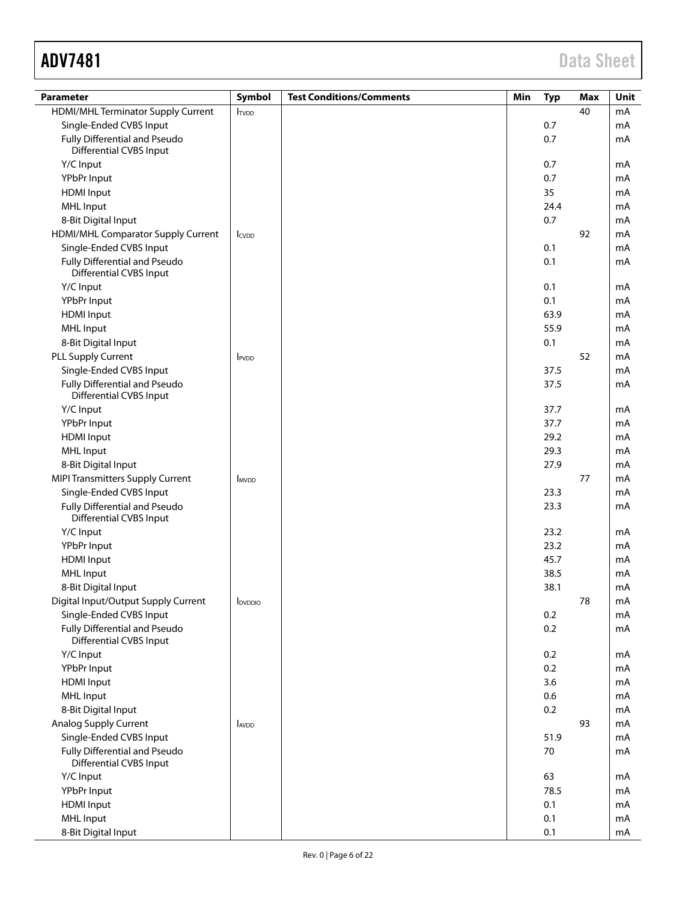| Parameter | Symbol | Test Conditions/Comments | Min | Typ | Max | Unit |
| --- | --- | --- | --- | --- | --- | --- |
| HDMI/MHL Terminator Supply Current | $I_{TVDD}$ | | | | 40 | mA |
| Single-Ended CVBS Input | | | | 0.7 | | mA |
| Fully Differential and Pseudo Differential CVBS Input | | | | 0.7 | | mA |
| Y/C Input | | | | 0.7 | | mA |
| YPbPr Input | | | | 0.7 | | mA |
| HDMI Input | | | | 35 | | mA |
| MHL Input | | | | 24.4 | | mA |
| 8-Bit Digital Input | | | | 0.7 | | mA |
| HDMI/MHL Comparator Supply Current | $I_{CVDD}$ | | | | 92 | mA |
| Single-Ended CVBS Input | | | | 0.1 | | mA |
| Fully Differential and Pseudo Differential CVBS Input | | | | 0.1 | | mA |
| Y/C Input | | | | 0.1 | | mA |
| YPbPr Input | | | | 0.1 | | mA |
| HDMI Input | | | | 63.9 | | mA |
| MHL Input | | | | 55.9 | | mA |
| 8-Bit Digital Input | | | | 0.1 | | mA |
| PLL Supply Current | $I_{PVDD}$ | | | | 52 | mA |
| Single-Ended CVBS Input | | | | 37.5 | | mA |
| Fully Differential and Pseudo Differential CVBS Input | | | | 37.5 | | mA |
| Y/C Input | | | | 37.7 | | mA |
| YPbPr Input | | | | 37.7 | | mA |
| HDMI Input | | | | 29.2 | | mA |
| MHL Input | | | | 29.3 | | mA |
| 8-Bit Digital Input | | | | 27.9 | | mA |
| MIPI Transmitters Supply Current | $I_{MVDD}$ | | | | 77 | mA |
| Single-Ended CVBS Input | | | | 23.3 | | mA |
| Fully Differential and Pseudo Differential CVBS Input | | | | 23.3 | | mA |
| Y/C Input | | | | 23.2 | | mA |
| YPbPr Input | | | | 23.2 | | mA |
| HDMI Input | | | | 45.7 | | mA |
| MHL Input | | | | 38.5 | | mA |
| 8-Bit Digital Input | | | | 38.1 | | mA |
| Digital Input/Output Supply Current | $I_{DVDDIO}$ | | | | 78 | mA |
| Single-Ended CVBS Input | | | | 0.2 | | mA |
| Fully Differential and Pseudo Differential CVBS Input | | | | 0.2 | | mA |
| Y/C Input | | | | 0.2 | | mA |
| YPbPr Input | | | | 0.2 | | mA |
| HDMI Input | | | | 3.6 | | mA |
| MHL Input | | | | 0.6 | | mA |
| 8-Bit Digital Input | | | | 0.2 | | mA |
| Analog Supply Current | $I_{AVDD}$ | | | | 93 | mA |
| Single-Ended CVBS Input | | | | 51.9 | | mA |
| Fully Differential and Pseudo Differential CVBS Input | | | | 70 | | mA |
| Y/C Input | | | | 63 | | mA |
| YPbPr Input | | | | 78.5 | | mA |
| HDMI Input | | | | 0.1 | | mA |
| MHL Input | | | | 0.1 | | mA |
| 8-Bit Digital Input | | | | 0.1 | | mA |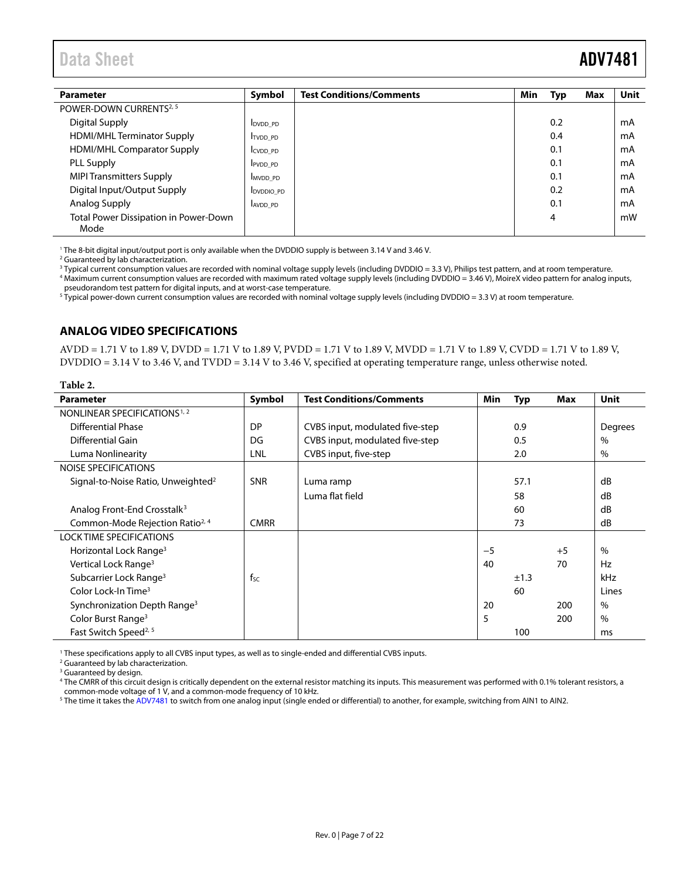| Parameter | Symbol | Test Conditions/Comments | Min | Typ | Max | Unit |
|---|---|---|---|---|---|---|
| POWER-DOWN CURRENTS[2, 5] | | | | | | |
| Digital Supply | $I_{DVDD\_PD}$ | | | 0.2 | | mA |
| HDMI/MHL Terminator Supply | $I_{TVDD\_PD}$ | | | 0.4 | | mA |
| HDMI/MHL Comparator Supply | $I_{CVDD\_PD}$ | | | 0.1 | | mA |
| PLL Supply | $I_{PVDD\_PD}$ | | | 0.1 | | mA |
| MIPI Transmitters Supply | $I_{MVDD\_PD}$ | | | 0.1 | | mA |
| Digital Input/Output Supply | $I_{DVDDIO\_PD}$ | | | 0.2 | | mA |
| Analog Supply | $I_{AVDD\_PD}$ | | | 0.1 | | mA |
| Total Power Dissipation in Power-Down Mode | | | | 4 | | mW |

[1] The 8-bit digital input/output port is only available when the DVDDIO supply is between 3.14 V and 3.46 V.
[2] Guaranteed by lab characterization.
[3] Typical current consumption values are recorded with nominal voltage supply levels (including DVDDIO = 3.3 V), Philips test pattern, and at room temperature.
[4] Maximum current consumption values are recorded with maximum rated voltage supply levels (including DVDDIO = 3.46 V), MoireX video pattern for analog inputs, pseudorandom test pattern for digital inputs, and at worst-case temperature.
[5] Typical power-down current consumption values are recorded with nominal voltage supply levels (including DVDDIO = 3.3 V) at room temperature.

## ANALOG VIDEO SPECIFICATIONS

AVDD = 1.71 V to 1.89 V, DVDD = 1.71 V to 1.89 V, PVDD = 1.71 V to 1.89 V, MVDD = 1.71 V to 1.89 V, CVDD = 1.71 V to 1.89 V, DVDDIO = 3.14 V to 3.46 V, and TVDD = 3.14 V to 3.46 V, specified at operating temperature range, unless otherwise noted.

**Table 2.**

| Parameter | Symbol | Test Conditions/Comments | Min | Typ | Max | Unit |
|---|---|---|---|---|---|---|
| NONLINEAR SPECIFICATIONS[1, 2] | | | | | | |
| Differential Phase | DP | CVBS input, modulated five-step | | 0.9 | | Degrees |
| Differential Gain | DG | CVBS input, modulated five-step | | 0.5 | | % |
| Luma Nonlinearity | LNL | CVBS input, five-step | | 2.0 | | % |
| NOISE SPECIFICATIONS | | | | | | |
| Signal-to-Noise Ratio, Unweighted[2] | SNR | Luma ramp | | 57.1 | | dB |
| | | Luma flat field | | 58 | | dB |
| Analog Front-End Crosstalk[3] | | | | 60 | | dB |
| Common-Mode Rejection Ratio[2, 4] | CMRR | | | 73 | | dB |
| LOCK TIME SPECIFICATIONS | | | | | | |
| Horizontal Lock Range[3] | | | −5 | | +5 | % |
| Vertical Lock Range[3] | | | 40 | | 70 | Hz |
| Subcarrier Lock Range[3] | $f_{SC}$ | | | ±1.3 | | kHz |
| Color Lock-In Time[3] | | | | 60 | | Lines |
| Synchronization Depth Range[3] | | | 20 | | 200 | % |
| Color Burst Range[3] | | | 5 | | 200 | % |
| Fast Switch Speed[2, 5] | | | | 100 | | ms |

[1] These specifications apply to all CVBS input types, as well as to single-ended and differential CVBS inputs.
[2] Guaranteed by lab characterization.
[3] Guaranteed by design.
[4] The CMRR of this circuit design is critically dependent on the external resistor matching its inputs. This measurement was performed with 0.1% tolerant resistors, a common-mode voltage of 1 V, and a common-mode frequency of 10 kHz.
[5] The time it takes the ADV7481 to switch from one analog input (single ended or differential) to another, for example, switching from AIN1 to AIN2.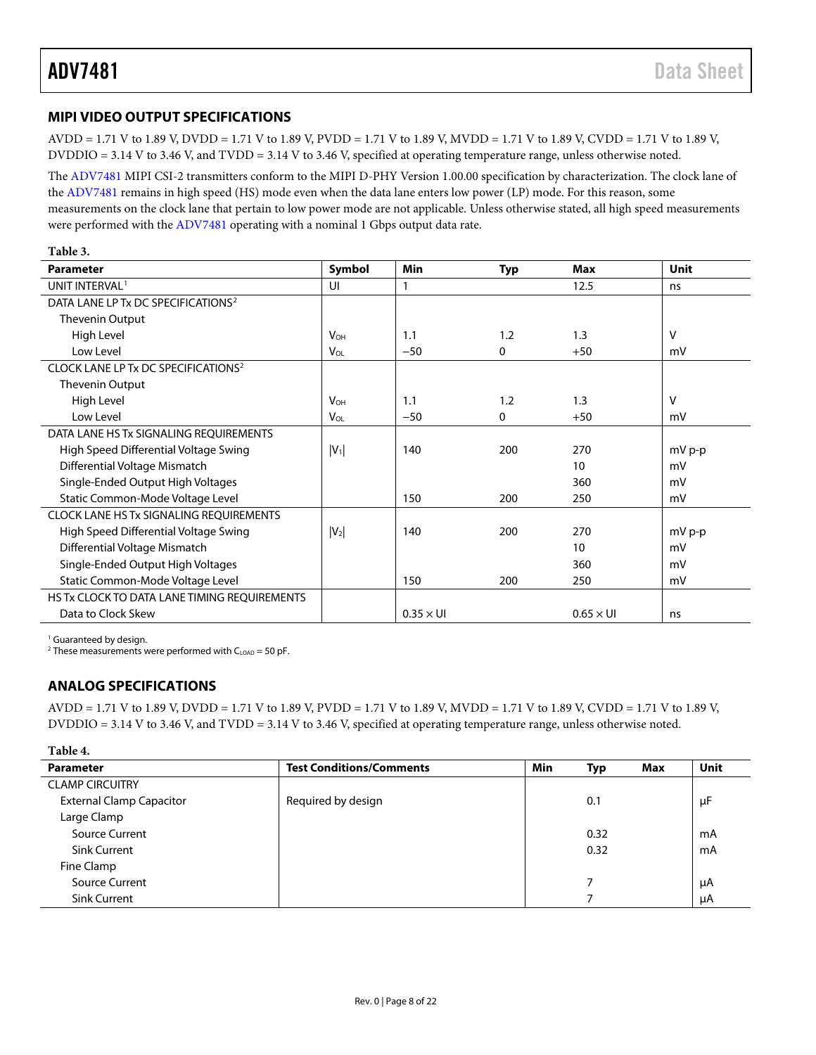## MIPI VIDEO OUTPUT SPECIFICATIONS

AVDD = 1.71 V to 1.89 V, DVDD = 1.71 V to 1.89 V, PVDD = 1.71 V to 1.89 V, MVDD = 1.71 V to 1.89 V, CVDD = 1.71 V to 1.89 V, DVDDIO = 3.14 V to 3.46 V, and TVDD = 3.14 V to 3.46 V, specified at operating temperature range, unless otherwise noted.

The ADV7481 MIPI CSI-2 transmitters conform to the MIPI D-PHY Version 1.00.00 specification by characterization. The clock lane of the ADV7481 remains in high speed (HS) mode even when the data lane enters low power (LP) mode. For this reason, some measurements on the clock lane that pertain to low power mode are not applicable. Unless otherwise stated, all high speed measurements were performed with the ADV7481 operating with a nominal 1 Gbps output data rate.

**Table 3.**

| Parameter | Symbol | Min | Typ | Max | Unit |
|---|---|---|---|---|---|
| UNIT INTERVAL[1] | UI | 1 | | 12.5 | ns |
| DATA LANE LP Tx DC SPECIFICATIONS[2] | | | | | |
| Thevenin Output | | | | | |
| High Level | $V_{OH}$ | 1.1 | 1.2 | 1.3 | V |
| Low Level | $V_{OL}$ | −50 | 0 | +50 | mV |
| CLOCK LANE LP Tx DC SPECIFICATIONS[2] | | | | | |
| Thevenin Output | | | | | |
| High Level | $V_{OH}$ | 1.1 | 1.2 | 1.3 | V |
| Low Level | $V_{OL}$ | −50 | 0 | +50 | mV |
| DATA LANE HS Tx SIGNALING REQUIREMENTS | | | | | |
| High Speed Differential Voltage Swing | $\|V_1\|$ | 140 | 200 | 270 | mV p-p |
| Differential Voltage Mismatch | | | | 10 | mV |
| Single-Ended Output High Voltages | | | | 360 | mV |
| Static Common-Mode Voltage Level | | 150 | 200 | 250 | mV |
| CLOCK LANE HS Tx SIGNALING REQUIREMENTS | | | | | |
| High Speed Differential Voltage Swing | $\|V_2\|$ | 140 | 200 | 270 | mV p-p |
| Differential Voltage Mismatch | | | | 10 | mV |
| Single-Ended Output High Voltages | | | | 360 | mV |
| Static Common-Mode Voltage Level | | 150 | 200 | 250 | mV |
| HS Tx CLOCK TO DATA LANE TIMING REQUIREMENTS | | | | | |
| Data to Clock Skew | | 0.35 × UI | | 0.65 × UI | ns |

[1] Guaranteed by design.
[2] These measurements were performed with $C_{LOAD}$ = 50 pF.

## ANALOG SPECIFICATIONS

AVDD = 1.71 V to 1.89 V, DVDD = 1.71 V to 1.89 V, PVDD = 1.71 V to 1.89 V, MVDD = 1.71 V to 1.89 V, CVDD = 1.71 V to 1.89 V, DVDDIO = 3.14 V to 3.46 V, and TVDD = 3.14 V to 3.46 V, specified at operating temperature range, unless otherwise noted.

**Table 4.**

| Parameter | Test Conditions/Comments | Min | Typ | Max | Unit |
|---|---|---|---|---|---|
| CLAMP CIRCUITRY | | | | | |
| External Clamp Capacitor | Required by design | | 0.1 | | μF |
| Large Clamp | | | | | |
| Source Current | | | 0.32 | | mA |
| Sink Current | | | 0.32 | | mA |
| Fine Clamp | | | | | |
| Source Current | | | 7 | | μA |
| Sink Current | | | 7 | | μA |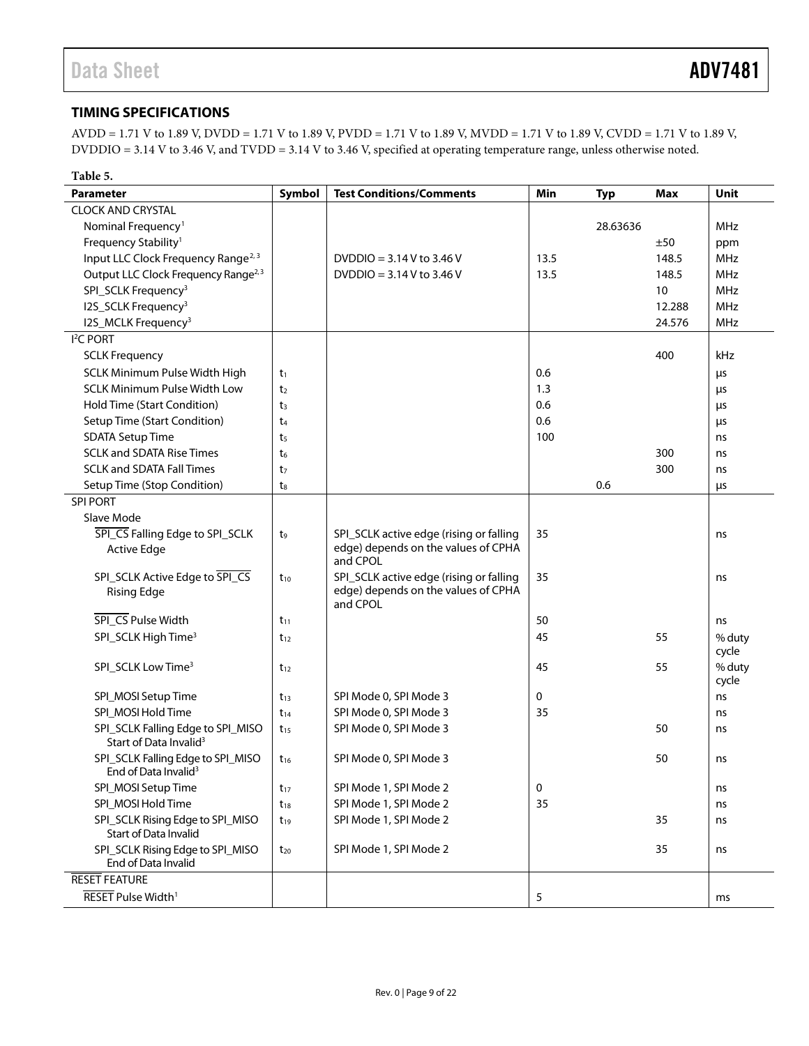## TIMING SPECIFICATIONS

AVDD = 1.71 V to 1.89 V, DVDD = 1.71 V to 1.89 V, PVDD = 1.71 V to 1.89 V, MVDD = 1.71 V to 1.89 V, CVDD = 1.71 V to 1.89 V, DVDDIO = 3.14 V to 3.46 V, and TVDD = 3.14 V to 3.46 V, specified at operating temperature range, unless otherwise noted.

**Table 5.**

| Parameter | Symbol | Test Conditions/Comments | Min | Typ | Max | Unit |
|---|---|---|---|---|---|---|
| CLOCK AND CRYSTAL | | | | | | |
| Nominal Frequency[1] | | | | 28.63636 | | MHz |
| Frequency Stability[1] | | | | | ±50 | ppm |
| Input LLC Clock Frequency Range[2, 3] | | DVDDIO = 3.14 V to 3.46 V | 13.5 | | 148.5 | MHz |
| Output LLC Clock Frequency Range[2,3] | | DVDDIO = 3.14 V to 3.46 V | 13.5 | | 148.5 | MHz |
| SPI_SCLK Frequency[3] | | | | | 10 | MHz |
| I2S_SCLK Frequency[3] | | | | | 12.288 | MHz |
| I2S_MCLK Frequency[3] | | | | | 24.576 | MHz |
| I²C PORT | | | | | | |
| SCLK Frequency | | | | | 400 | kHz |
| SCLK Minimum Pulse Width High | $t_1$ | | 0.6 | | | μs |
| SCLK Minimum Pulse Width Low | $t_2$ | | 1.3 | | | μs |
| Hold Time (Start Condition) | $t_3$ | | 0.6 | | | μs |
| Setup Time (Start Condition) | $t_4$ | | 0.6 | | | μs |
| SDATA Setup Time | $t_5$ | | 100 | | | ns |
| SCLK and SDATA Rise Times | $t_6$ | | | | 300 | ns |
| SCLK and SDATA Fall Times | $t_7$ | | | | 300 | ns |
| Setup Time (Stop Condition) | $t_8$ | | | 0.6 | | μs |
| SPI PORT | | | | | | |
| Slave Mode | | | | | | |
| SPI_CS Falling Edge to SPI_SCLK Active Edge | $t_9$ | SPI_SCLK active edge (rising or falling edge) depends on the values of CPHA and CPOL | 35 | | | ns |
| SPI_SCLK Active Edge to SPI_CS Rising Edge | $t_{10}$ | SPI_SCLK active edge (rising or falling edge) depends on the values of CPHA and CPOL | 35 | | | ns |
| SPI_CS Pulse Width | $t_{11}$ | | 50 | | | ns |
| SPI_SCLK High Time[3] | $t_{12}$ | | 45 | | 55 | % duty cycle |
| SPI_SCLK Low Time[3] | $t_{12}$ | | 45 | | 55 | % duty cycle |
| SPI_MOSI Setup Time | $t_{13}$ | SPI Mode 0, SPI Mode 3 | 0 | | | ns |
| SPI_MOSI Hold Time | $t_{14}$ | SPI Mode 0, SPI Mode 3 | 35 | | | ns |
| SPI_SCLK Falling Edge to SPI_MISO Start of Data Invalid[3] | $t_{15}$ | SPI Mode 0, SPI Mode 3 | | | 50 | ns |
| SPI_SCLK Falling Edge to SPI_MISO End of Data Invalid[3] | $t_{16}$ | SPI Mode 0, SPI Mode 3 | | | 50 | ns |
| SPI_MOSI Setup Time | $t_{17}$ | SPI Mode 1, SPI Mode 2 | 0 | | | ns |
| SPI_MOSI Hold Time | $t_{18}$ | SPI Mode 1, SPI Mode 2 | 35 | | | ns |
| SPI_SCLK Rising Edge to SPI_MISO Start of Data Invalid | $t_{19}$ | SPI Mode 1, SPI Mode 2 | | | 35 | ns |
| SPI_SCLK Rising Edge to SPI_MISO End of Data Invalid | $t_{20}$ | SPI Mode 1, SPI Mode 2 | | | 35 | ns |
| RESET FEATURE | | | | | | |
| RESET Pulse Width[1] | | | 5 | | | ms |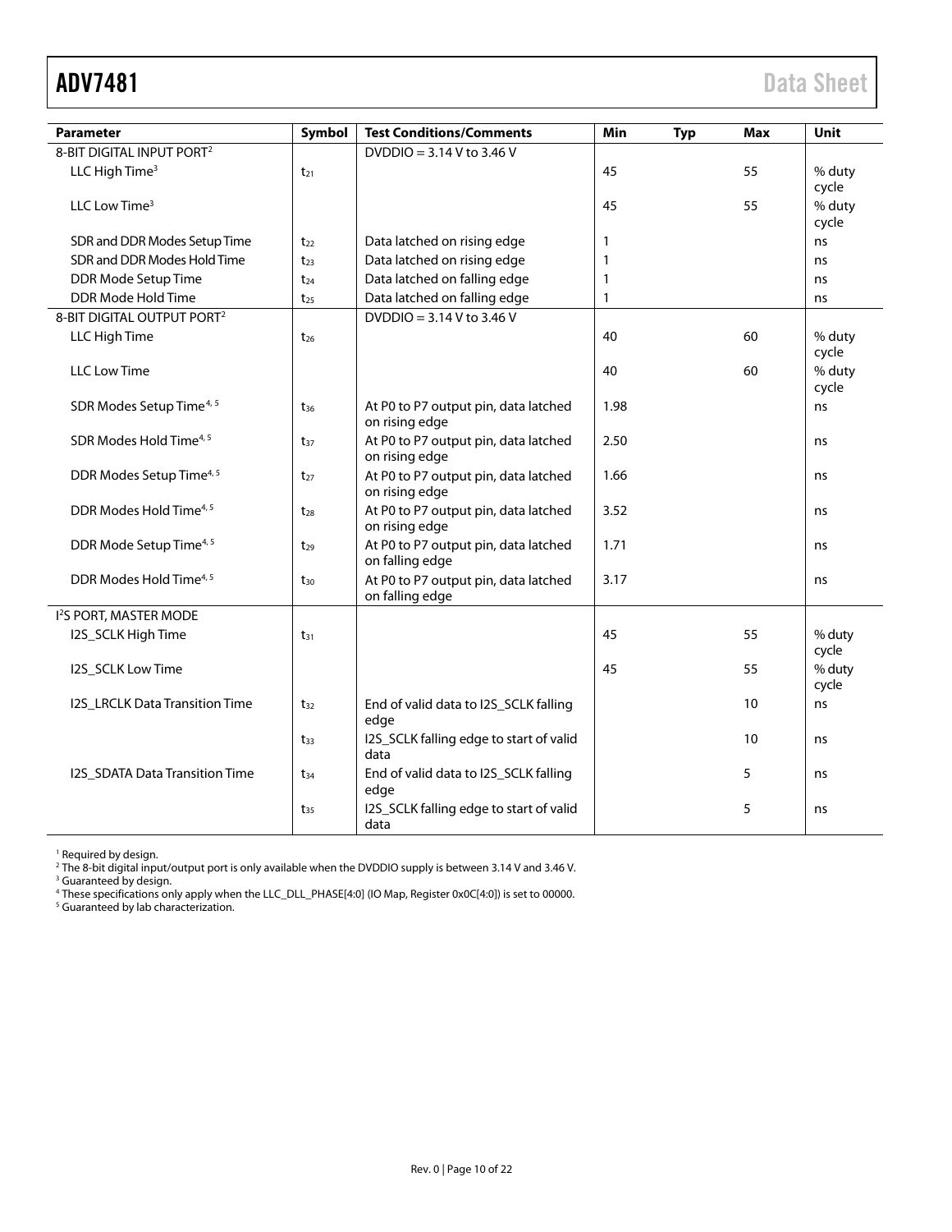| Parameter | Symbol | Test Conditions/Comments | Min | Typ | Max | Unit |
|---|---|---|---|---|---|---|
| 8-BIT DIGITAL INPUT PORT[2] | | DVDDIO = 3.14 V to 3.46 V | | | | |
| LLC High Time[3] | $t_{21}$ | | 45 | | 55 | % duty cycle |
| LLC Low Time[3] | | | 45 | | 55 | % duty cycle |
| SDR and DDR Modes Setup Time | $t_{22}$ | Data latched on rising edge | 1 | | | ns |
| SDR and DDR Modes Hold Time | $t_{23}$ | Data latched on rising edge | 1 | | | ns |
| DDR Mode Setup Time | $t_{24}$ | Data latched on falling edge | 1 | | | ns |
| DDR Mode Hold Time | $t_{25}$ | Data latched on falling edge | 1 | | | ns |
| 8-BIT DIGITAL OUTPUT PORT[2] | | DVDDIO = 3.14 V to 3.46 V | | | | |
| LLC High Time | $t_{26}$ | | 40 | | 60 | % duty cycle |
| LLC Low Time | | | 40 | | 60 | % duty cycle |
| SDR Modes Setup Time[4,5] | $t_{36}$ | At P0 to P7 output pin, data latched on rising edge | 1.98 | | | ns |
| SDR Modes Hold Time[4,5] | $t_{37}$ | At P0 to P7 output pin, data latched on rising edge | 2.50 | | | ns |
| DDR Modes Setup Time[4,5] | $t_{27}$ | At P0 to P7 output pin, data latched on rising edge | 1.66 | | | ns |
| DDR Modes Hold Time[4,5] | $t_{28}$ | At P0 to P7 output pin, data latched on rising edge | 3.52 | | | ns |
| DDR Mode Setup Time[4,5] | $t_{29}$ | At P0 to P7 output pin, data latched on falling edge | 1.71 | | | ns |
| DDR Modes Hold Time[4,5] | $t_{30}$ | At P0 to P7 output pin, data latched on falling edge | 3.17 | | | ns |
| I²S PORT, MASTER MODE | | | | | | |
| I2S_SCLK High Time | $t_{31}$ | | 45 | | 55 | % duty cycle |
| I2S_SCLK Low Time | | | 45 | | 55 | % duty cycle |
| I2S_LRCLK Data Transition Time | $t_{32}$ | End of valid data to I2S_SCLK falling edge | | | 10 | ns |
| | $t_{33}$ | I2S_SCLK falling edge to start of valid data | | | 10 | ns |
| I2S_SDATA Data Transition Time | $t_{34}$ | End of valid data to I2S_SCLK falling edge | | | 5 | ns |
| | $t_{35}$ | I2S_SCLK falling edge to start of valid data | | | 5 | ns |

[1] Required by design.
[2] The 8-bit digital input/output port is only available when the DVDDIO supply is between 3.14 V and 3.46 V.
[3] Guaranteed by design.
[4] These specifications only apply when the LLC_DLL_PHASE[4:0] (IO Map, Register 0x0C[4:0]) is set to 00000.
[5] Guaranteed by lab characterization.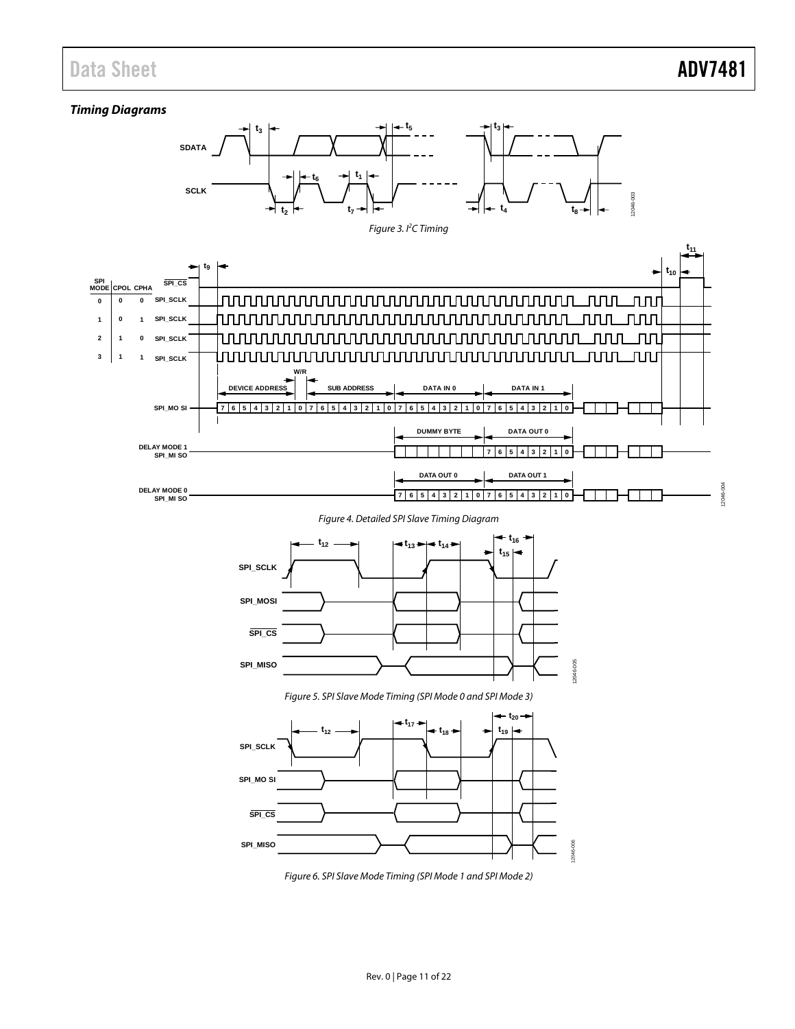### *Timing Diagrams*

*Figure 3. I²C Timing*

*Figure 4. Detailed SPI Slave Timing Diagram*

*Figure 5. SPI Slave Mode Timing (SPI Mode 0 and SPI Mode 3)*

*Figure 6. SPI Slave Mode Timing (SPI Mode 1 and SPI Mode 2)*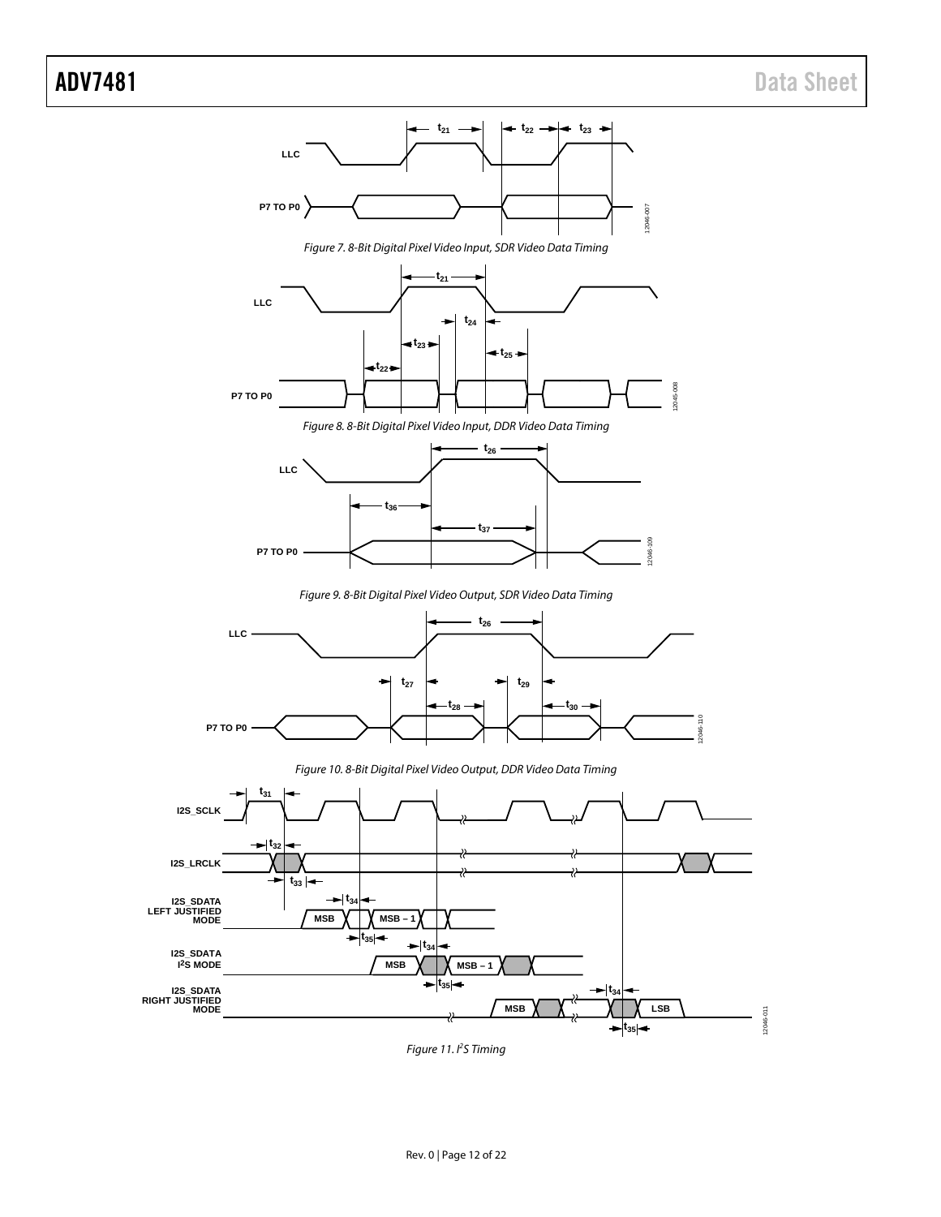Figure 7. 8-Bit Digital Pixel Video Input, SDR Video Data Timing

Figure 8. 8-Bit Digital Pixel Video Input, DDR Video Data Timing

Figure 9. 8-Bit Digital Pixel Video Output, SDR Video Data Timing

Figure 10. 8-Bit Digital Pixel Video Output, DDR Video Data Timing

Figure 11. I[2]S Timing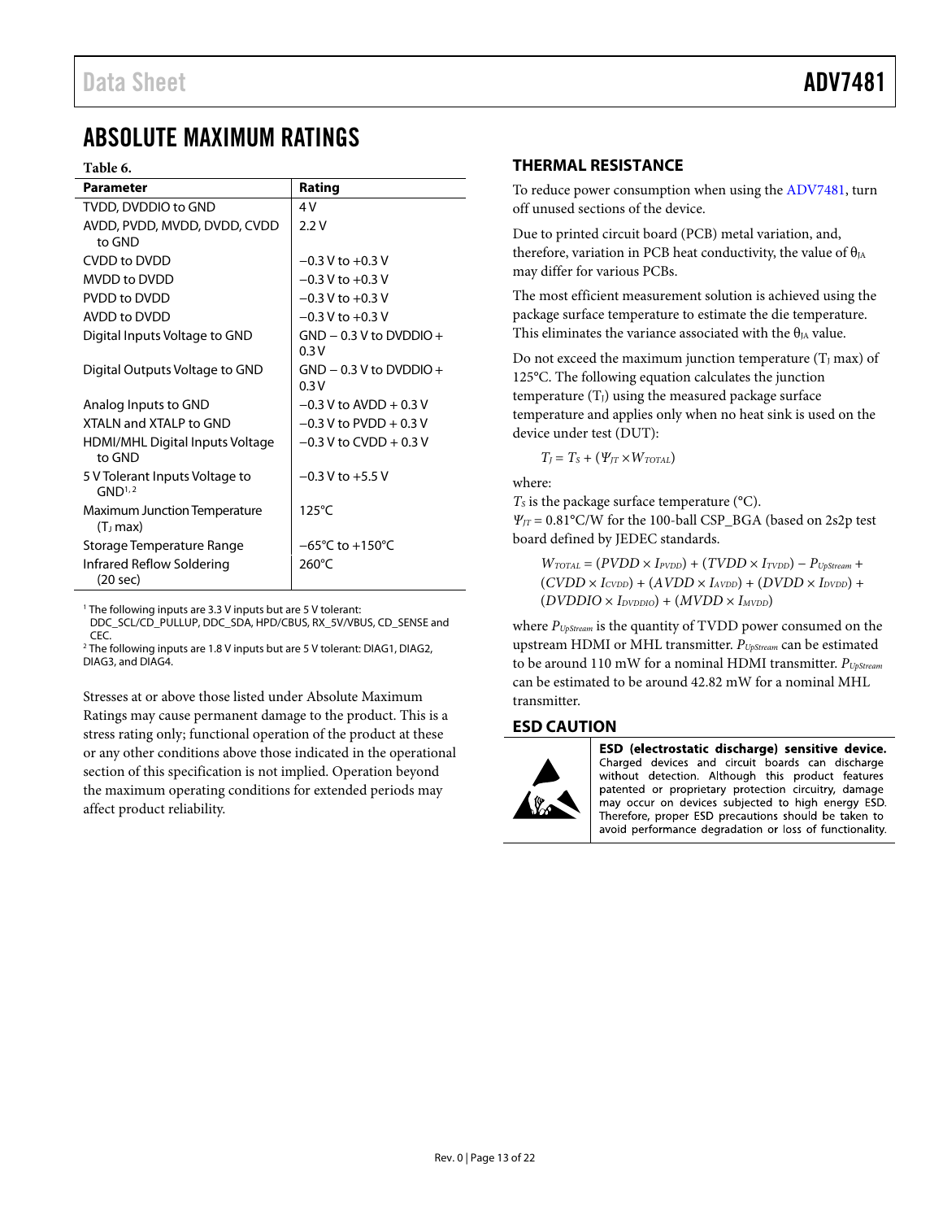# ABSOLUTE MAXIMUM RATINGS

**Table 6.**

| Parameter | Rating |
| --- | --- |
| TVDD, DVDDIO to GND | 4 V |
| AVDD, PVDD, MVDD, DVDD, CVDD to GND | 2.2 V |
| CVDD to DVDD | −0.3 V to +0.3 V |
| MVDD to DVDD | −0.3 V to +0.3 V |
| PVDD to DVDD | −0.3 V to +0.3 V |
| AVDD to DVDD | −0.3 V to +0.3 V |
| Digital Inputs Voltage to GND | GND − 0.3 V to DVDDIO + 0.3 V |
| Digital Outputs Voltage to GND | GND − 0.3 V to DVDDIO + 0.3 V |
| Analog Inputs to GND | −0.3 V to AVDD + 0.3 V |
| XTALN and XTALP to GND | −0.3 V to PVDD + 0.3 V |
| HDMI/MHL Digital Inputs Voltage to GND | −0.3 V to CVDD + 0.3 V |
| 5 V Tolerant Inputs Voltage to GND[1, 2] | −0.3 V to +5.5 V |
| Maximum Junction Temperature ($T_J$ max) | 125°C |
| Storage Temperature Range | −65°C to +150°C |
| Infrared Reflow Soldering (20 sec) | 260°C |

[1] The following inputs are 3.3 V inputs but are 5 V tolerant: DDC_SCL/CD_PULLUP, DDC_SDA, HPD/CBUS, RX_5V/VBUS, CD_SENSE and CEC.

[2] The following inputs are 1.8 V inputs but are 5 V tolerant: DIAG1, DIAG2, DIAG3, and DIAG4.

Stresses at or above those listed under Absolute Maximum Ratings may cause permanent damage to the product. This is a stress rating only; functional operation of the product at these or any other conditions above those indicated in the operational section of this specification is not implied. Operation beyond the maximum operating conditions for extended periods may affect product reliability.

## THERMAL RESISTANCE

To reduce power consumption when using the ADV7481, turn off unused sections of the device.

Due to printed circuit board (PCB) metal variation, and, therefore, variation in PCB heat conductivity, the value of $\theta_{JA}$ may differ for various PCBs.

The most efficient measurement solution is achieved using the package surface temperature to estimate the die temperature. This eliminates the variance associated with the $\theta_{JA}$ value.

Do not exceed the maximum junction temperature ($T_J$ max) of 125°C. The following equation calculates the junction temperature ($T_J$) using the measured package surface temperature and applies only when no heat sink is used on the device under test (DUT):

$$T_J = T_S + (\Psi_{JT} \times W_{TOTAL})$$

where:
$T_S$ is the package surface temperature (°C).
$\Psi_{JT}$ = 0.81°C/W for the 100-ball CSP_BGA (based on 2s2p test board defined by JEDEC standards.

$$W_{TOTAL} = (PVDD \times I_{PVDD}) + (TVDD \times I_{TVDD}) - P_{UpStream} + (CVDD \times I_{CVDD}) + (AVDD \times I_{AVDD}) + (DVDD \times I_{DVDD}) + (DVDDIO \times I_{DVDDIO}) + (MVDD \times I_{MVDD})$$

where $P_{UpStream}$ is the quantity of TVDD power consumed on the upstream HDMI or MHL transmitter. $P_{UpStream}$ can be estimated to be around 110 mW for a nominal HDMI transmitter. $P_{UpStream}$ can be estimated to be around 42.82 mW for a nominal MHL transmitter.

## ESD CAUTION

**ESD (electrostatic discharge) sensitive device.** Charged devices and circuit boards can discharge without detection. Although this product features patented or proprietary protection circuitry, damage may occur on devices subjected to high energy ESD. Therefore, proper ESD precautions should be taken to avoid performance degradation or loss of functionality.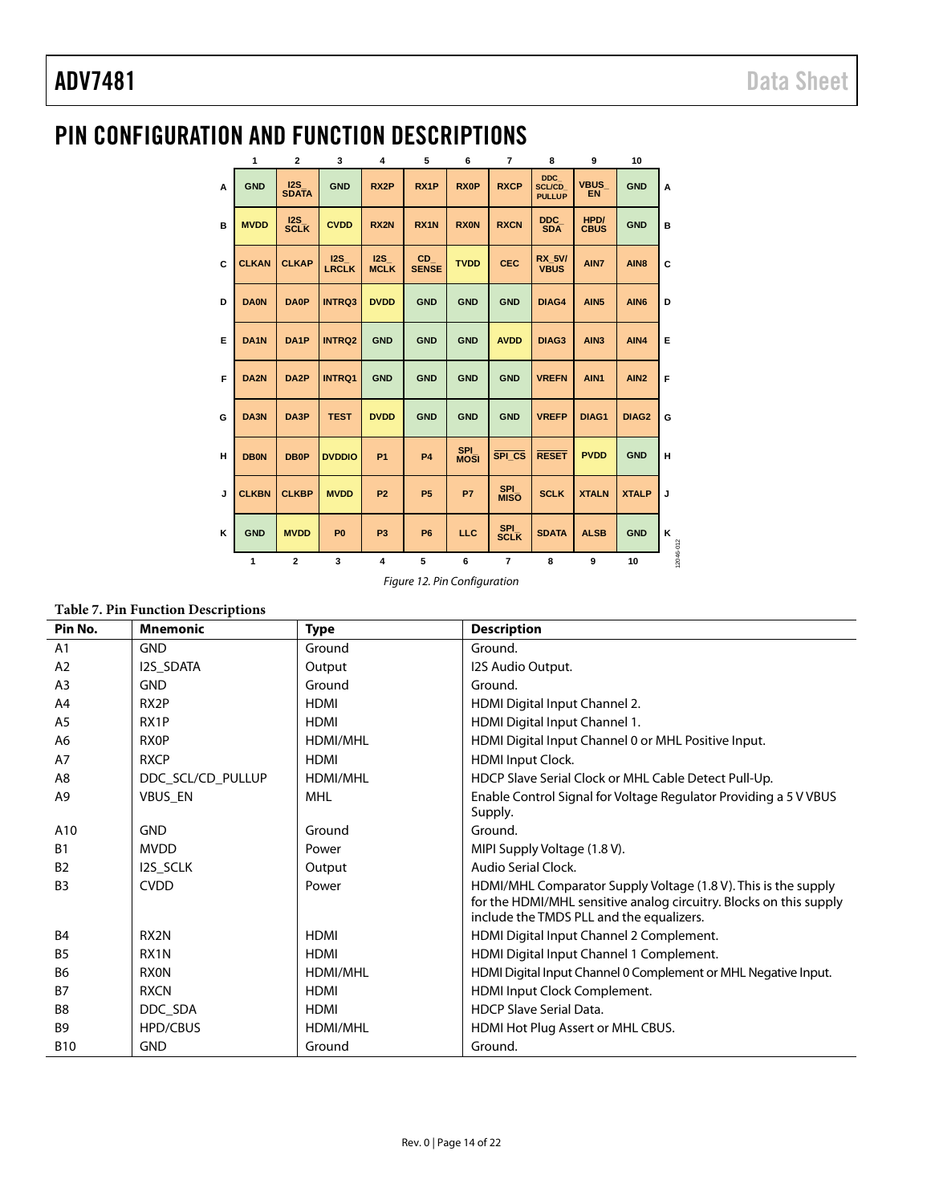# PIN CONFIGURATION AND FUNCTION DESCRIPTIONS

| | 1 | 2 | 3 | 4 | 5 | 6 | 7 | 8 | 9 | 10 | |
|---|---|---|---|---|---|---|---|---|---|---|---|
| A | GND | I2S_SDATA | GND | RX2P | RX1P | RX0P | RXCP | DDC_SCL/CD_PULLUP | VBUS_EN | GND | A |
| B | MVDD | I2S_SCLK | CVDD | RX2N | RX1N | RX0N | RXCN | DDC_SDA | HPD/CBUS | GND | B |
| C | CLKAN | CLKAP | I2S_LRCLK | I2S_MCLK | CD_SENSE | TVDD | CEC | RX_5V/VBUS | AIN7 | AIN8 | C |
| D | DA0N | DA0P | INTRQ3 | DVDD | GND | GND | GND | DIAG4 | AIN5 | AIN6 | D |
| E | DA1N | DA1P | INTRQ2 | GND | GND | GND | AVDD | DIAG3 | AIN3 | AIN4 | E |
| F | DA2N | DA2P | INTRQ1 | GND | GND | GND | GND | VREFN | AIN1 | AIN2 | F |
| G | DA3N | DA3P | TEST | DVDD | GND | GND | GND | VREFP | DIAG1 | DIAG2 | G |
| H | DB0N | DB0P | DVDDIO | P1 | P4 | SPI_MOSI | SPI_CS | RESET | PVDD | GND | H |
| J | CLKBN | CLKBP | MVDD | P2 | P5 | P7 | SPI_MISO | SCLK | XTALN | XTALP | J |
| K | GND | MVDD | P0 | P3 | P6 | LLC | SPI_SCLK | SDATA | ALSB | GND | K |
| | 1 | 2 | 3 | 4 | 5 | 6 | 7 | 8 | 9 | 10 | |

*Figure 12. Pin Configuration*

**Table 7. Pin Function Descriptions**

| Pin No. | Mnemonic | Type | Description |
|---|---|---|---|
| A1 | GND | Ground | Ground. |
| A2 | I2S_SDATA | Output | I2S Audio Output. |
| A3 | GND | Ground | Ground. |
| A4 | RX2P | HDMI | HDMI Digital Input Channel 2. |
| A5 | RX1P | HDMI | HDMI Digital Input Channel 1. |
| A6 | RX0P | HDMI/MHL | HDMI Digital Input Channel 0 or MHL Positive Input. |
| A7 | RXCP | HDMI | HDMI Input Clock. |
| A8 | DDC_SCL/CD_PULLUP | HDMI/MHL | HDCP Slave Serial Clock or MHL Cable Detect Pull-Up. |
| A9 | VBUS_EN | MHL | Enable Control Signal for Voltage Regulator Providing a 5 V VBUS Supply. |
| A10 | GND | Ground | Ground. |
| B1 | MVDD | Power | MIPI Supply Voltage (1.8 V). |
| B2 | I2S_SCLK | Output | Audio Serial Clock. |
| B3 | CVDD | Power | HDMI/MHL Comparator Supply Voltage (1.8 V). This is the supply for the HDMI/MHL sensitive analog circuitry. Blocks on this supply include the TMDS PLL and the equalizers. |
| B4 | RX2N | HDMI | HDMI Digital Input Channel 2 Complement. |
| B5 | RX1N | HDMI | HDMI Digital Input Channel 1 Complement. |
| B6 | RX0N | HDMI/MHL | HDMI Digital Input Channel 0 Complement or MHL Negative Input. |
| B7 | RXCN | HDMI | HDMI Input Clock Complement. |
| B8 | DDC_SDA | HDMI | HDCP Slave Serial Data. |
| B9 | HPD/CBUS | HDMI/MHL | HDMI Hot Plug Assert or MHL CBUS. |
| B10 | GND | Ground | Ground. |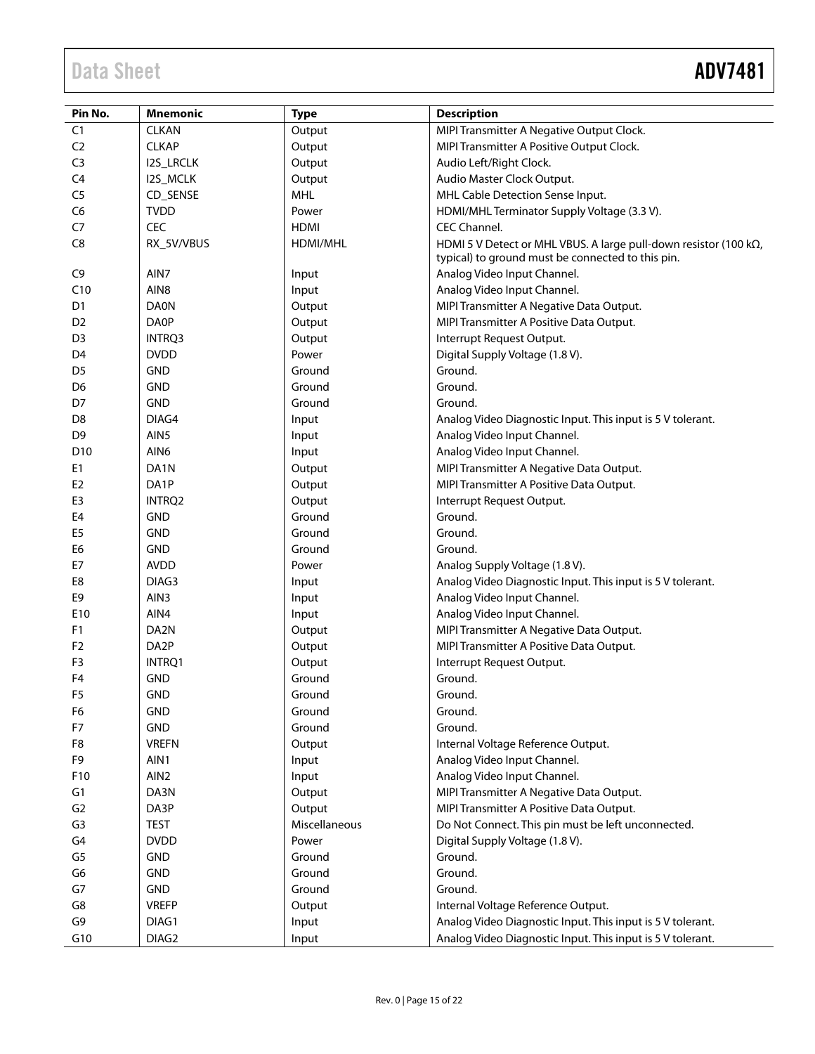| Pin No. | Mnemonic | Type | Description |
|---|---|---|---|
| C1 | CLKAN | Output | MIPI Transmitter A Negative Output Clock. |
| C2 | CLKAP | Output | MIPI Transmitter A Positive Output Clock. |
| C3 | I2S_LRCLK | Output | Audio Left/Right Clock. |
| C4 | I2S_MCLK | Output | Audio Master Clock Output. |
| C5 | CD_SENSE | MHL | MHL Cable Detection Sense Input. |
| C6 | TVDD | Power | HDMI/MHL Terminator Supply Voltage (3.3 V). |
| C7 | CEC | HDMI | CEC Channel. |
| C8 | RX_5V/VBUS | HDMI/MHL | HDMI 5 V Detect or MHL VBUS. A large pull-down resistor (100 kΩ, typical) to ground must be connected to this pin. |
| C9 | AIN7 | Input | Analog Video Input Channel. |
| C10 | AIN8 | Input | Analog Video Input Channel. |
| D1 | DA0N | Output | MIPI Transmitter A Negative Data Output. |
| D2 | DA0P | Output | MIPI Transmitter A Positive Data Output. |
| D3 | INTRQ3 | Output | Interrupt Request Output. |
| D4 | DVDD | Power | Digital Supply Voltage (1.8 V). |
| D5 | GND | Ground | Ground. |
| D6 | GND | Ground | Ground. |
| D7 | GND | Ground | Ground. |
| D8 | DIAG4 | Input | Analog Video Diagnostic Input. This input is 5 V tolerant. |
| D9 | AIN5 | Input | Analog Video Input Channel. |
| D10 | AIN6 | Input | Analog Video Input Channel. |
| E1 | DA1N | Output | MIPI Transmitter A Negative Data Output. |
| E2 | DA1P | Output | MIPI Transmitter A Positive Data Output. |
| E3 | INTRQ2 | Output | Interrupt Request Output. |
| E4 | GND | Ground | Ground. |
| E5 | GND | Ground | Ground. |
| E6 | GND | Ground | Ground. |
| E7 | AVDD | Power | Analog Supply Voltage (1.8 V). |
| E8 | DIAG3 | Input | Analog Video Diagnostic Input. This input is 5 V tolerant. |
| E9 | AIN3 | Input | Analog Video Input Channel. |
| E10 | AIN4 | Input | Analog Video Input Channel. |
| F1 | DA2N | Output | MIPI Transmitter A Negative Data Output. |
| F2 | DA2P | Output | MIPI Transmitter A Positive Data Output. |
| F3 | INTRQ1 | Output | Interrupt Request Output. |
| F4 | GND | Ground | Ground. |
| F5 | GND | Ground | Ground. |
| F6 | GND | Ground | Ground. |
| F7 | GND | Ground | Ground. |
| F8 | VREFN | Output | Internal Voltage Reference Output. |
| F9 | AIN1 | Input | Analog Video Input Channel. |
| F10 | AIN2 | Input | Analog Video Input Channel. |
| G1 | DA3N | Output | MIPI Transmitter A Negative Data Output. |
| G2 | DA3P | Output | MIPI Transmitter A Positive Data Output. |
| G3 | TEST | Miscellaneous | Do Not Connect. This pin must be left unconnected. |
| G4 | DVDD | Power | Digital Supply Voltage (1.8 V). |
| G5 | GND | Ground | Ground. |
| G6 | GND | Ground | Ground. |
| G7 | GND | Ground | Ground. |
| G8 | VREFP | Output | Internal Voltage Reference Output. |
| G9 | DIAG1 | Input | Analog Video Diagnostic Input. This input is 5 V tolerant. |
| G10 | DIAG2 | Input | Analog Video Diagnostic Input. This input is 5 V tolerant. |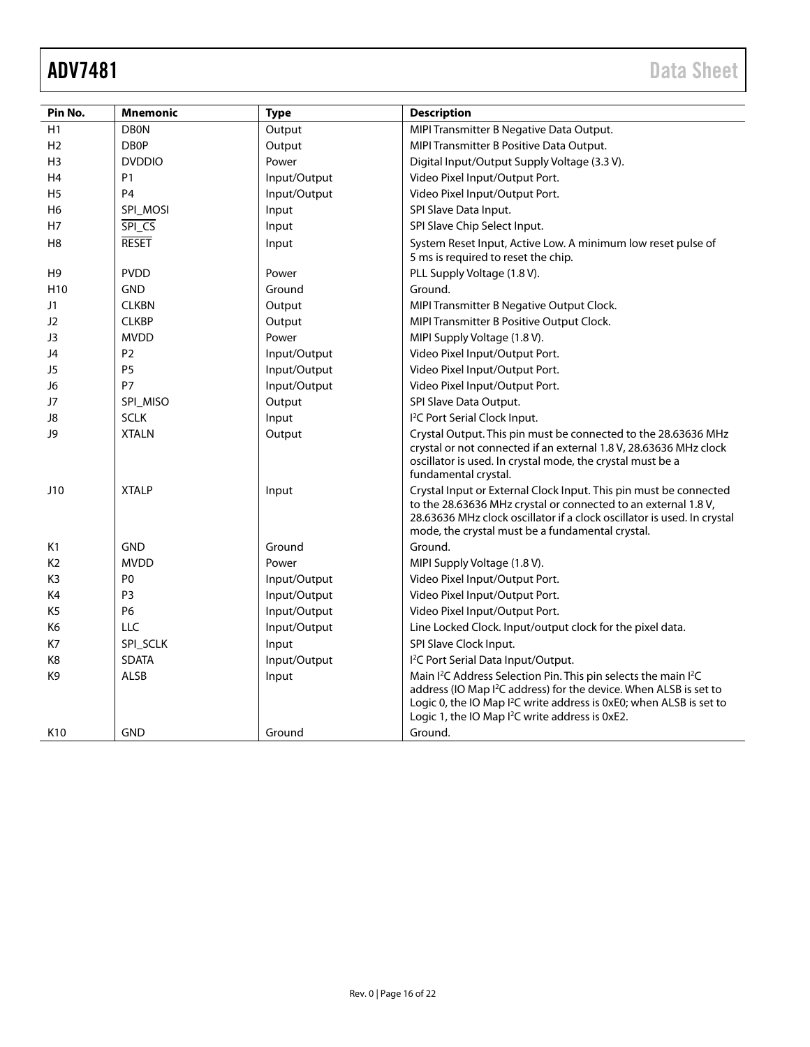| Pin No. | Mnemonic | Type | Description |
|---|---|---|---|
| H1 | DB0N | Output | MIPI Transmitter B Negative Data Output. |
| H2 | DB0P | Output | MIPI Transmitter B Positive Data Output. |
| H3 | DVDDIO | Power | Digital Input/Output Supply Voltage (3.3 V). |
| H4 | P1 | Input/Output | Video Pixel Input/Output Port. |
| H5 | P4 | Input/Output | Video Pixel Input/Output Port. |
| H6 | SPI_MOSI | Input | SPI Slave Data Input. |
| H7 | $\overline{\text{SPI\_CS}}$ | Input | SPI Slave Chip Select Input. |
| H8 | $\overline{\text{RESET}}$ | Input | System Reset Input, Active Low. A minimum low reset pulse of 5 ms is required to reset the chip. |
| H9 | PVDD | Power | PLL Supply Voltage (1.8 V). |
| H10 | GND | Ground | Ground. |
| J1 | CLKBN | Output | MIPI Transmitter B Negative Output Clock. |
| J2 | CLKBP | Output | MIPI Transmitter B Positive Output Clock. |
| J3 | MVDD | Power | MIPI Supply Voltage (1.8 V). |
| J4 | P2 | Input/Output | Video Pixel Input/Output Port. |
| J5 | P5 | Input/Output | Video Pixel Input/Output Port. |
| J6 | P7 | Input/Output | Video Pixel Input/Output Port. |
| J7 | SPI_MISO | Output | SPI Slave Data Output. |
| J8 | SCLK | Input | I²C Port Serial Clock Input. |
| J9 | XTALN | Output | Crystal Output. This pin must be connected to the 28.63636 MHz crystal or not connected if an external 1.8 V, 28.63636 MHz clock oscillator is used. In crystal mode, the crystal must be a fundamental crystal. |
| J10 | XTALP | Input | Crystal Input or External Clock Input. This pin must be connected to the 28.63636 MHz crystal or connected to an external 1.8 V, 28.63636 MHz clock oscillator if a clock oscillator is used. In crystal mode, the crystal must be a fundamental crystal. |
| K1 | GND | Ground | Ground. |
| K2 | MVDD | Power | MIPI Supply Voltage (1.8 V). |
| K3 | P0 | Input/Output | Video Pixel Input/Output Port. |
| K4 | P3 | Input/Output | Video Pixel Input/Output Port. |
| K5 | P6 | Input/Output | Video Pixel Input/Output Port. |
| K6 | LLC | Input/Output | Line Locked Clock. Input/output clock for the pixel data. |
| K7 | SPI_SCLK | Input | SPI Slave Clock Input. |
| K8 | SDATA | Input/Output | I²C Port Serial Data Input/Output. |
| K9 | ALSB | Input | Main I²C Address Selection Pin. This pin selects the main I²C address (IO Map I²C address) for the device. When ALSB is set to Logic 0, the IO Map I²C write address is 0xE0; when ALSB is set to Logic 1, the IO Map I²C write address is 0xE2. |
| K10 | GND | Ground | Ground. |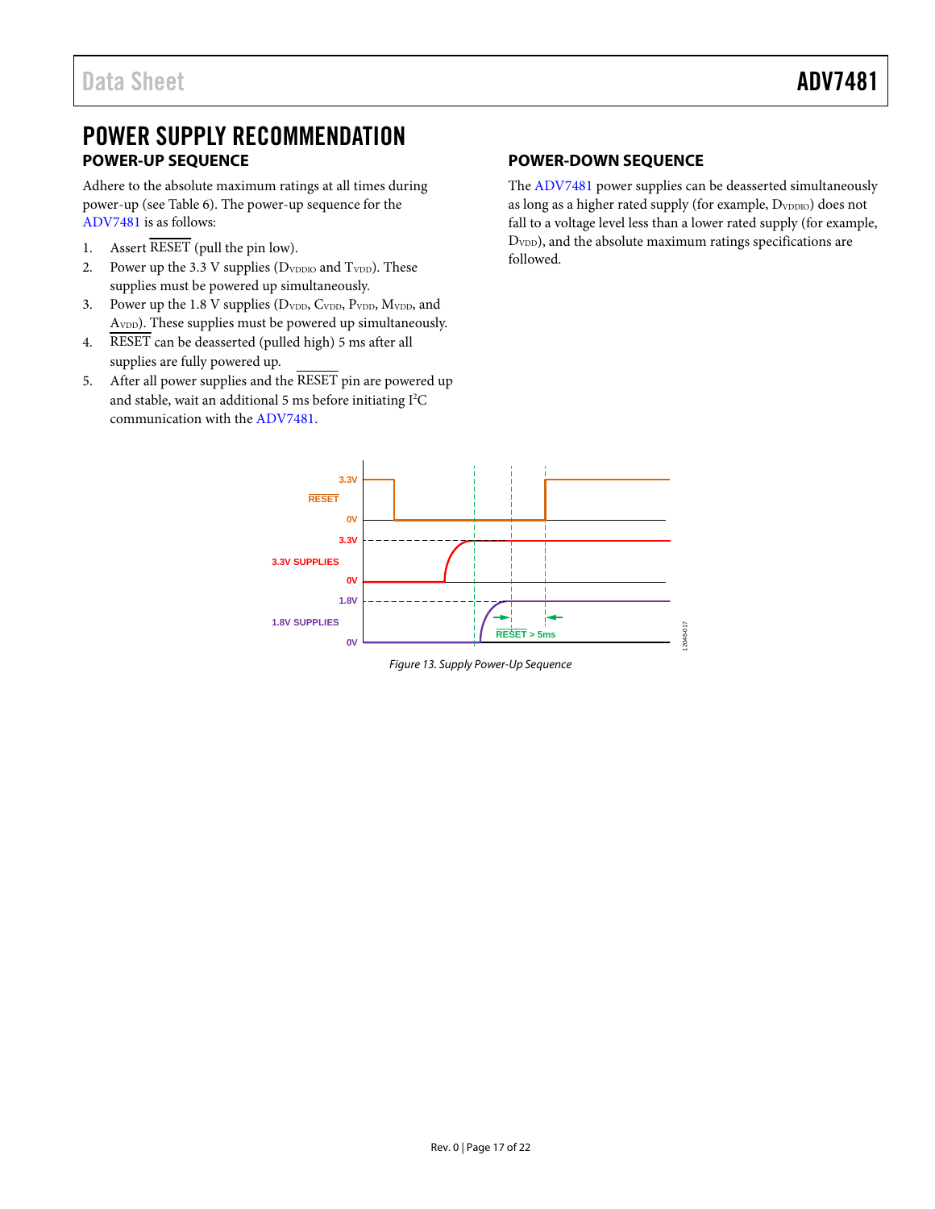# POWER SUPPLY RECOMMENDATION

## POWER-UP SEQUENCE

Adhere to the absolute maximum ratings at all times during power-up (see Table 6). The power-up sequence for the ADV7481 is as follows:

1. Assert $\overline{RESET}$ (pull the pin low).
2. Power up the 3.3 V supplies ($D_{VDDIO}$ and $T_{VDD}$). These supplies must be powered up simultaneously.
3. Power up the 1.8 V supplies ($D_{VDD}$, $C_{VDD}$, $P_{VDD}$, $M_{VDD}$, and $A_{VDD}$). These supplies must be powered up simultaneously.
4. $\overline{RESET}$ can be deasserted (pulled high) 5 ms after all supplies are fully powered up.
5. After all power supplies and the $\overline{RESET}$ pin are powered up and stable, wait an additional 5 ms before initiating I²C communication with the ADV7481.

## POWER-DOWN SEQUENCE

The ADV7481 power supplies can be deasserted simultaneously as long as a higher rated supply (for example, $D_{VDDIO}$) does not fall to a voltage level less than a lower rated supply (for example, $D_{VDD}$), and the absolute maximum ratings specifications are followed.

*Figure 13. Supply Power-Up Sequence*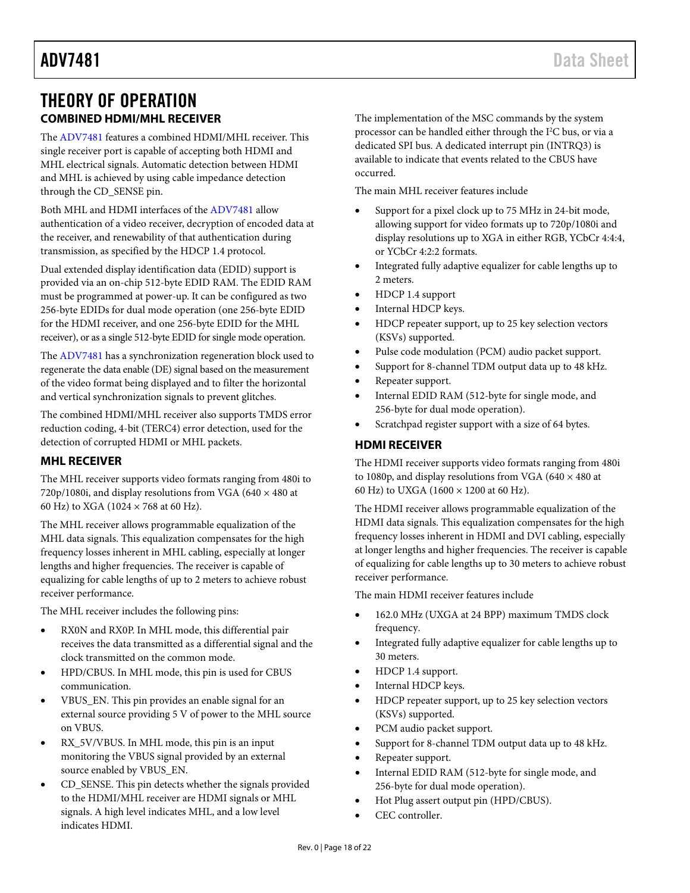# THEORY OF OPERATION

## COMBINED HDMI/MHL RECEIVER

The ADV7481 features a combined HDMI/MHL receiver. This single receiver port is capable of accepting both HDMI and MHL electrical signals. Automatic detection between HDMI and MHL is achieved by using cable impedance detection through the CD_SENSE pin.

Both MHL and HDMI interfaces of the ADV7481 allow authentication of a video receiver, decryption of encoded data at the receiver, and renewability of that authentication during transmission, as specified by the HDCP 1.4 protocol.

Dual extended display identification data (EDID) support is provided via an on-chip 512-byte EDID RAM. The EDID RAM must be programmed at power-up. It can be configured as two 256-byte EDIDs for dual mode operation (one 256-byte EDID for the HDMI receiver, and one 256-byte EDID for the MHL receiver), or as a single 512-byte EDID for single mode operation.

The ADV7481 has a synchronization regeneration block used to regenerate the data enable (DE) signal based on the measurement of the video format being displayed and to filter the horizontal and vertical synchronization signals to prevent glitches.

The combined HDMI/MHL receiver also supports TMDS error reduction coding, 4-bit (TERC4) error detection, used for the detection of corrupted HDMI or MHL packets.

## MHL RECEIVER

The MHL receiver supports video formats ranging from 480i to 720p/1080i, and display resolutions from VGA (640 × 480 at 60 Hz) to XGA (1024 × 768 at 60 Hz).

The MHL receiver allows programmable equalization of the MHL data signals. This equalization compensates for the high frequency losses inherent in MHL cabling, especially at longer lengths and higher frequencies. The receiver is capable of equalizing for cable lengths of up to 2 meters to achieve robust receiver performance.

The MHL receiver includes the following pins:

- RX0N and RX0P. In MHL mode, this differential pair receives the data transmitted as a differential signal and the clock transmitted on the common mode.
- HPD/CBUS. In MHL mode, this pin is used for CBUS communication.
- VBUS_EN. This pin provides an enable signal for an external source providing 5 V of power to the MHL source on VBUS.
- RX_5V/VBUS. In MHL mode, this pin is an input monitoring the VBUS signal provided by an external source enabled by VBUS_EN.
- CD_SENSE. This pin detects whether the signals provided to the HDMI/MHL receiver are HDMI signals or MHL signals. A high level indicates MHL, and a low level indicates HDMI.

The implementation of the MSC commands by the system processor can be handled either through the I²C bus, or via a dedicated SPI bus. A dedicated interrupt pin (INTRQ3) is available to indicate that events related to the CBUS have occurred.

The main MHL receiver features include

- Support for a pixel clock up to 75 MHz in 24-bit mode, allowing support for video formats up to 720p/1080i and display resolutions up to XGA in either RGB, YCbCr 4:4:4, or YCbCr 4:2:2 formats.
- Integrated fully adaptive equalizer for cable lengths up to 2 meters.
- HDCP 1.4 support
- Internal HDCP keys.
- HDCP repeater support, up to 25 key selection vectors (KSVs) supported.
- Pulse code modulation (PCM) audio packet support.
- Support for 8-channel TDM output data up to 48 kHz.
- Repeater support.
- Internal EDID RAM (512-byte for single mode, and 256-byte for dual mode operation).
- Scratchpad register support with a size of 64 bytes.

## HDMI RECEIVER

The HDMI receiver supports video formats ranging from 480i to 1080p, and display resolutions from VGA (640 × 480 at 60 Hz) to UXGA (1600 × 1200 at 60 Hz).

The HDMI receiver allows programmable equalization of the HDMI data signals. This equalization compensates for the high frequency losses inherent in HDMI and DVI cabling, especially at longer lengths and higher frequencies. The receiver is capable of equalizing for cable lengths up to 30 meters to achieve robust receiver performance.

The main HDMI receiver features include

- 162.0 MHz (UXGA at 24 BPP) maximum TMDS clock frequency.
- Integrated fully adaptive equalizer for cable lengths up to 30 meters.
- HDCP 1.4 support.
- Internal HDCP keys.
- HDCP repeater support, up to 25 key selection vectors (KSVs) supported.
- PCM audio packet support.
- Support for 8-channel TDM output data up to 48 kHz.
- Repeater support.
- Internal EDID RAM (512-byte for single mode, and 256-byte for dual mode operation).
- Hot Plug assert output pin (HPD/CBUS).
- CEC controller.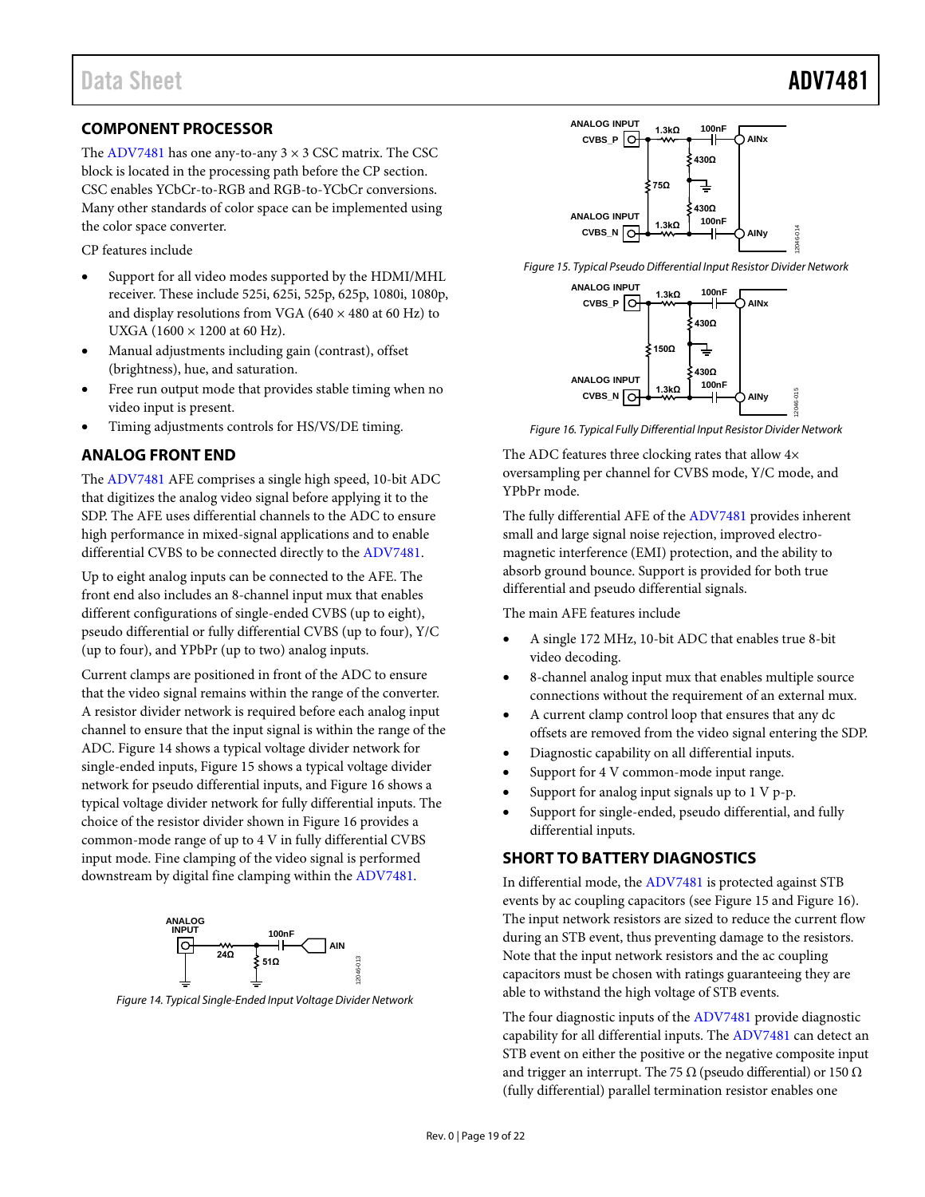## COMPONENT PROCESSOR

The ADV7481 has one any-to-any 3 × 3 CSC matrix. The CSC block is located in the processing path before the CP section. CSC enables YCbCr-to-RGB and RGB-to-YCbCr conversions. Many other standards of color space can be implemented using the color space converter.

CP features include

- Support for all video modes supported by the HDMI/MHL receiver. These include 525i, 625i, 525p, 625p, 1080i, 1080p, and display resolutions from VGA (640 × 480 at 60 Hz) to UXGA (1600 × 1200 at 60 Hz).
- Manual adjustments including gain (contrast), offset (brightness), hue, and saturation.
- Free run output mode that provides stable timing when no video input is present.
- Timing adjustments controls for HS/VS/DE timing.

## ANALOG FRONT END

The ADV7481 AFE comprises a single high speed, 10-bit ADC that digitizes the analog video signal before applying it to the SDP. The AFE uses differential channels to the ADC to ensure high performance in mixed-signal applications and to enable differential CVBS to be connected directly to the ADV7481.

Up to eight analog inputs can be connected to the AFE. The front end also includes an 8-channel input mux that enables different configurations of single-ended CVBS (up to eight), pseudo differential or fully differential CVBS (up to four), Y/C (up to four), and YPbPr (up to two) analog inputs.

Current clamps are positioned in front of the ADC to ensure that the video signal remains within the range of the converter. A resistor divider network is required before each analog input channel to ensure that the input signal is within the range of the ADC. Figure 14 shows a typical voltage divider network for single-ended inputs, Figure 15 shows a typical voltage divider network for pseudo differential inputs, and Figure 16 shows a typical voltage divider network for fully differential inputs. The choice of the resistor divider shown in Figure 16 provides a common-mode range of up to 4 V in fully differential CVBS input mode. Fine clamping of the video signal is performed downstream by digital fine clamping within the ADV7481.

*Figure 14. Typical Single-Ended Input Voltage Divider Network*

*Figure 15. Typical Pseudo Differential Input Resistor Divider Network*

*Figure 16. Typical Fully Differential Input Resistor Divider Network*

The ADC features three clocking rates that allow 4× oversampling per channel for CVBS mode, Y/C mode, and YPbPr mode.

The fully differential AFE of the ADV7481 provides inherent small and large signal noise rejection, improved electromagnetic interference (EMI) protection, and the ability to absorb ground bounce. Support is provided for both true differential and pseudo differential signals.

The main AFE features include

- A single 172 MHz, 10-bit ADC that enables true 8-bit video decoding.
- 8-channel analog input mux that enables multiple source connections without the requirement of an external mux.
- A current clamp control loop that ensures that any dc offsets are removed from the video signal entering the SDP.
- Diagnostic capability on all differential inputs.
- Support for 4 V common-mode input range.
- Support for analog input signals up to 1 V p-p.
- Support for single-ended, pseudo differential, and fully differential inputs.

## SHORT TO BATTERY DIAGNOSTICS

In differential mode, the ADV7481 is protected against STB events by ac coupling capacitors (see Figure 15 and Figure 16). The input network resistors are sized to reduce the current flow during an STB event, thus preventing damage to the resistors. Note that the input network resistors and the ac coupling capacitors must be chosen with ratings guaranteeing they are able to withstand the high voltage of STB events.

The four diagnostic inputs of the ADV7481 provide diagnostic capability for all differential inputs. The ADV7481 can detect an STB event on either the positive or the negative composite input and trigger an interrupt. The 75 Ω (pseudo differential) or 150 Ω (fully differential) parallel termination resistor enables one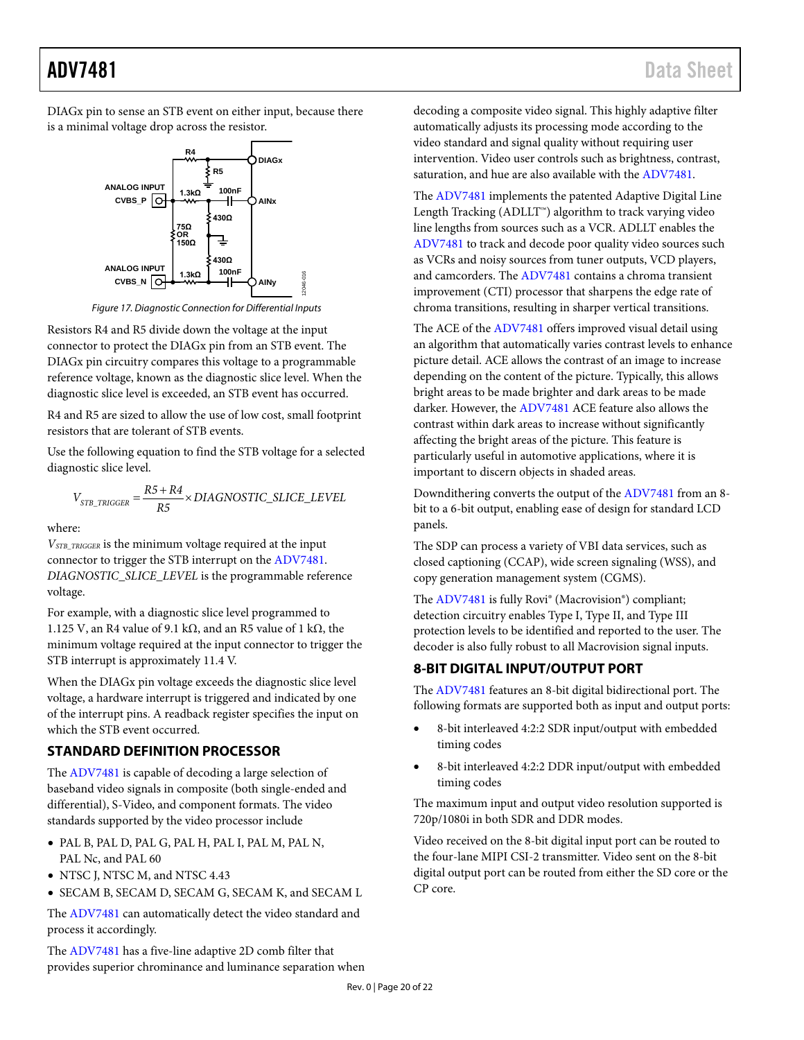DIAGx pin to sense an STB event on either input, because there is a minimal voltage drop across the resistor.

Figure 17. Diagnostic Connection for Differential Inputs

Resistors R4 and R5 divide down the voltage at the input connector to protect the DIAGx pin from an STB event. The DIAGx pin circuitry compares this voltage to a programmable reference voltage, known as the diagnostic slice level. When the diagnostic slice level is exceeded, an STB event has occurred.

R4 and R5 are sized to allow the use of low cost, small footprint resistors that are tolerant of STB events.

Use the following equation to find the STB voltage for a selected diagnostic slice level.

$$V_{STB\_TRIGGER} = \frac{R5 + R4}{R5} \times DIAGNOSTIC\_SLICE\_LEVEL$$

where:

$V_{STB\_TRIGGER}$ is the minimum voltage required at the input connector to trigger the STB interrupt on the ADV7481.

*DIAGNOSTIC_SLICE_LEVEL* is the programmable reference voltage.

For example, with a diagnostic slice level programmed to 1.125 V, an R4 value of 9.1 kΩ, and an R5 value of 1 kΩ, the minimum voltage required at the input connector to trigger the STB interrupt is approximately 11.4 V.

When the DIAGx pin voltage exceeds the diagnostic slice level voltage, a hardware interrupt is triggered and indicated by one of the interrupt pins. A readback register specifies the input on which the STB event occurred.

## STANDARD DEFINITION PROCESSOR

The ADV7481 is capable of decoding a large selection of baseband video signals in composite (both single-ended and differential), S-Video, and component formats. The video standards supported by the video processor include

- PAL B, PAL D, PAL G, PAL H, PAL I, PAL M, PAL N, PAL Nc, and PAL 60
- NTSC J, NTSC M, and NTSC 4.43
- SECAM B, SECAM D, SECAM G, SECAM K, and SECAM L

The ADV7481 can automatically detect the video standard and process it accordingly.

The ADV7481 has a five-line adaptive 2D comb filter that provides superior chrominance and luminance separation when decoding a composite video signal. This highly adaptive filter automatically adjusts its processing mode according to the video standard and signal quality without requiring user intervention. Video user controls such as brightness, contrast, saturation, and hue are also available with the ADV7481.

The ADV7481 implements the patented Adaptive Digital Line Length Tracking (ADLLT™) algorithm to track varying video line lengths from sources such as a VCR. ADLLT enables the ADV7481 to track and decode poor quality video sources such as VCRs and noisy sources from tuner outputs, VCD players, and camcorders. The ADV7481 contains a chroma transient improvement (CTI) processor that sharpens the edge rate of chroma transitions, resulting in sharper vertical transitions.

The ACE of the ADV7481 offers improved visual detail using an algorithm that automatically varies contrast levels to enhance picture detail. ACE allows the contrast of an image to increase depending on the content of the picture. Typically, this allows bright areas to be made brighter and dark areas to be made darker. However, the ADV7481 ACE feature also allows the contrast within dark areas to increase without significantly affecting the bright areas of the picture. This feature is particularly useful in automotive applications, where it is important to discern objects in shaded areas.

Downdithering converts the output of the ADV7481 from an 8-bit to a 6-bit output, enabling ease of design for standard LCD panels.

The SDP can process a variety of VBI data services, such as closed captioning (CCAP), wide screen signaling (WSS), and copy generation management system (CGMS).

The ADV7481 is fully Rovi® (Macrovision®) compliant; detection circuitry enables Type I, Type II, and Type III protection levels to be identified and reported to the user. The decoder is also fully robust to all Macrovision signal inputs.

## 8-BIT DIGITAL INPUT/OUTPUT PORT

The ADV7481 features an 8-bit digital bidirectional port. The following formats are supported both as input and output ports:

- 8-bit interleaved 4:2:2 SDR input/output with embedded timing codes
- 8-bit interleaved 4:2:2 DDR input/output with embedded timing codes

The maximum input and output video resolution supported is 720p/1080i in both SDR and DDR modes.

Video received on the 8-bit digital input port can be routed to the four-lane MIPI CSI-2 transmitter. Video sent on the 8-bit digital output port can be routed from either the SD core or the CP core.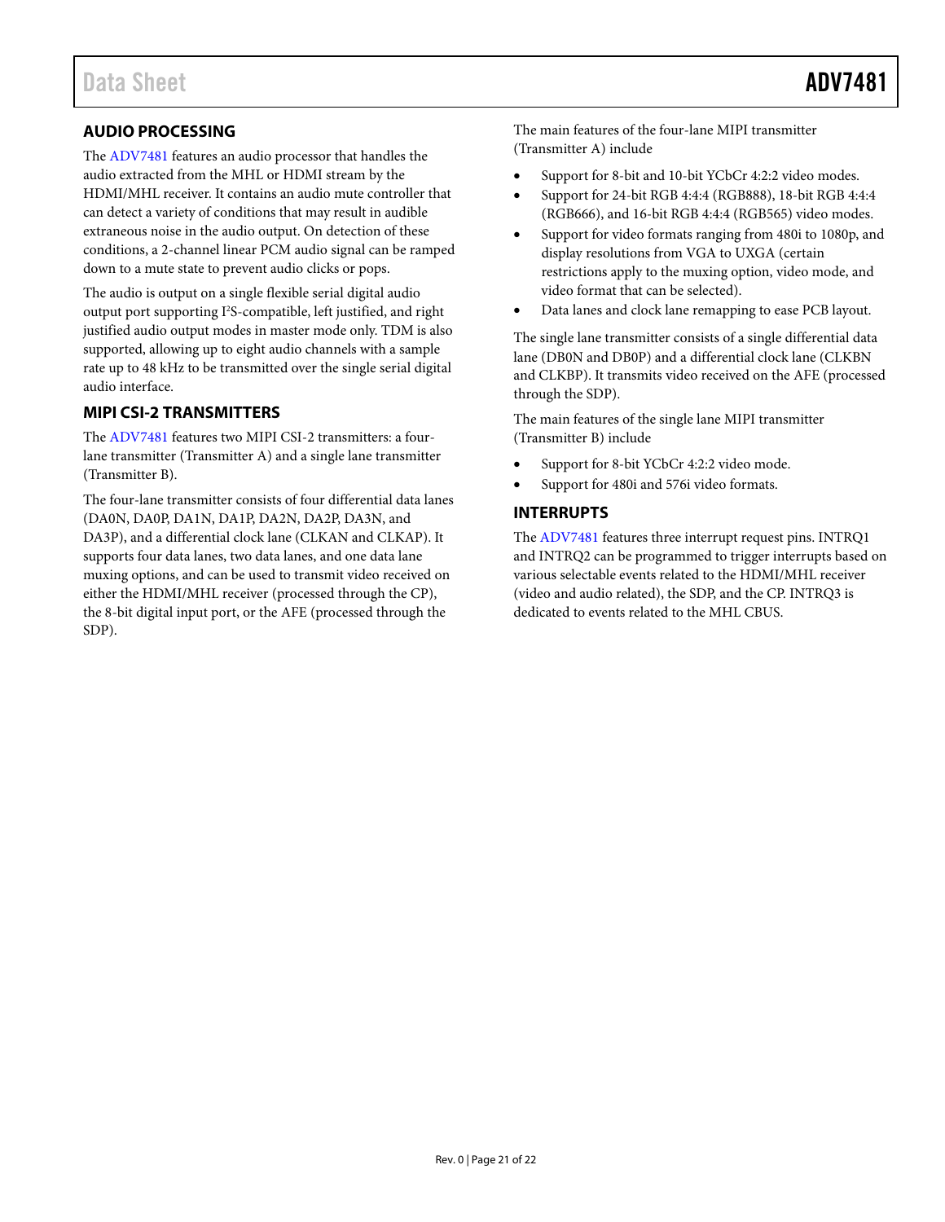## AUDIO PROCESSING

The ADV7481 features an audio processor that handles the audio extracted from the MHL or HDMI stream by the HDMI/MHL receiver. It contains an audio mute controller that can detect a variety of conditions that may result in audible extraneous noise in the audio output. On detection of these conditions, a 2-channel linear PCM audio signal can be ramped down to a mute state to prevent audio clicks or pops.

The audio is output on a single flexible serial digital audio output port supporting I²S-compatible, left justified, and right justified audio output modes in master mode only. TDM is also supported, allowing up to eight audio channels with a sample rate up to 48 kHz to be transmitted over the single serial digital audio interface.

## MIPI CSI-2 TRANSMITTERS

The ADV7481 features two MIPI CSI-2 transmitters: a four-lane transmitter (Transmitter A) and a single lane transmitter (Transmitter B).

The four-lane transmitter consists of four differential data lanes (DA0N, DA0P, DA1N, DA1P, DA2N, DA2P, DA3N, and DA3P), and a differential clock lane (CLKAN and CLKAP). It supports four data lanes, two data lanes, and one data lane muxing options, and can be used to transmit video received on either the HDMI/MHL receiver (processed through the CP), the 8-bit digital input port, or the AFE (processed through the SDP).

The main features of the four-lane MIPI transmitter (Transmitter A) include

- Support for 8-bit and 10-bit YCbCr 4:2:2 video modes.
- Support for 24-bit RGB 4:4:4 (RGB888), 18-bit RGB 4:4:4 (RGB666), and 16-bit RGB 4:4:4 (RGB565) video modes.
- Support for video formats ranging from 480i to 1080p, and display resolutions from VGA to UXGA (certain restrictions apply to the muxing option, video mode, and video format that can be selected).
- Data lanes and clock lane remapping to ease PCB layout.

The single lane transmitter consists of a single differential data lane (DB0N and DB0P) and a differential clock lane (CLKBN and CLKBP). It transmits video received on the AFE (processed through the SDP).

The main features of the single lane MIPI transmitter (Transmitter B) include

- Support for 8-bit YCbCr 4:2:2 video mode.
- Support for 480i and 576i video formats.

## INTERRUPTS

The ADV7481 features three interrupt request pins. INTRQ1 and INTRQ2 can be programmed to trigger interrupts based on various selectable events related to the HDMI/MHL receiver (video and audio related), the SDP, and the CP. INTRQ3 is dedicated to events related to the MHL CBUS.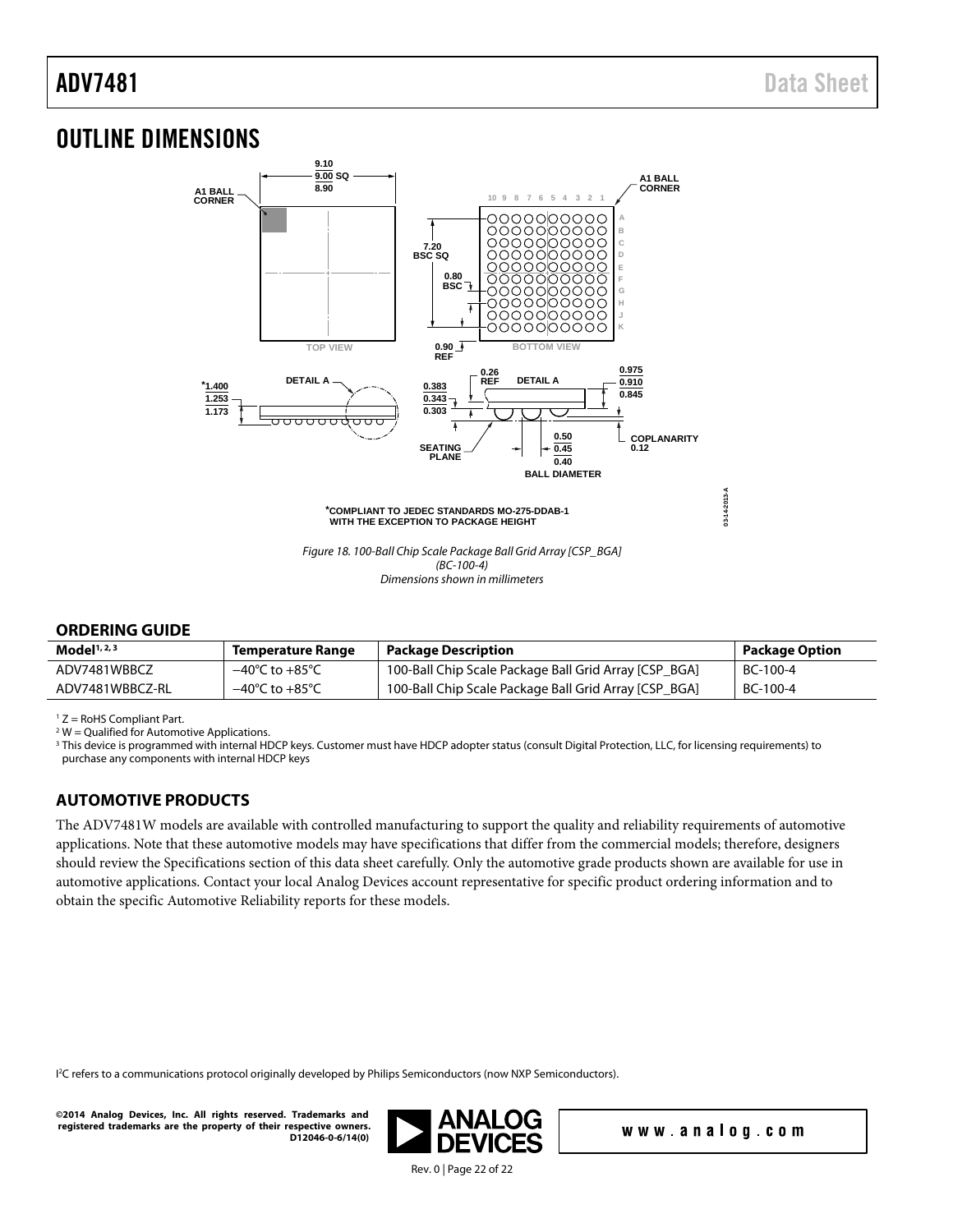# OUTLINE DIMENSIONS

9.10
9.00 SQ
8.90

A1 BALL CORNER

TOP VIEW

7.20 BSC SQ

0.80 BSC

10 9 8 7 6 5 4 3 2 1

A B C D E F G H J K

A1 BALL CORNER

0.90 REF

BOTTOM VIEW

DETAIL A

*1.400
1.253
1.173

0.26 REF

DETAIL A

0.383
0.343
0.303

0.975
0.910
0.845

SEATING PLANE

0.50
0.45
0.40

BALL DIAMETER

COPLANARITY 0.12

*COMPLIANT TO JEDEC STANDARDS MO-275-DDAB-1 WITH THE EXCEPTION TO PACKAGE HEIGHT

03-14-2013-A

*Figure 18. 100-Ball Chip Scale Package Ball Grid Array [CSP_BGA] (BC-100-4) Dimensions shown in millimeters*

## ORDERING GUIDE

| Model[1, 2, 3] | Temperature Range | Package Description | Package Option |
|---|---|---|---|
| ADV7481WBBCZ | −40°C to +85°C | 100-Ball Chip Scale Package Ball Grid Array [CSP_BGA] | BC-100-4 |
| ADV7481WBBCZ-RL | −40°C to +85°C | 100-Ball Chip Scale Package Ball Grid Array [CSP_BGA] | BC-100-4 |

[1] Z = RoHS Compliant Part.
[2] W = Qualified for Automotive Applications.
[3] This device is programmed with internal HDCP keys. Customer must have HDCP adopter status (consult Digital Protection, LLC, for licensing requirements) to purchase any components with internal HDCP keys

## AUTOMOTIVE PRODUCTS

The ADV7481W models are available with controlled manufacturing to support the quality and reliability requirements of automotive applications. Note that these automotive models may have specifications that differ from the commercial models; therefore, designers should review the Specifications section of this data sheet carefully. Only the automotive grade products shown are available for use in automotive applications. Contact your local Analog Devices account representative for specific product ordering information and to obtain the specific Automotive Reliability reports for these models.

I²C refers to a communications protocol originally developed by Philips Semiconductors (now NXP Semiconductors).

©2014 Analog Devices, Inc. All rights reserved. Trademarks and registered trademarks are the property of their respective owners. D12046-0-6/14(0)

www.analog.com